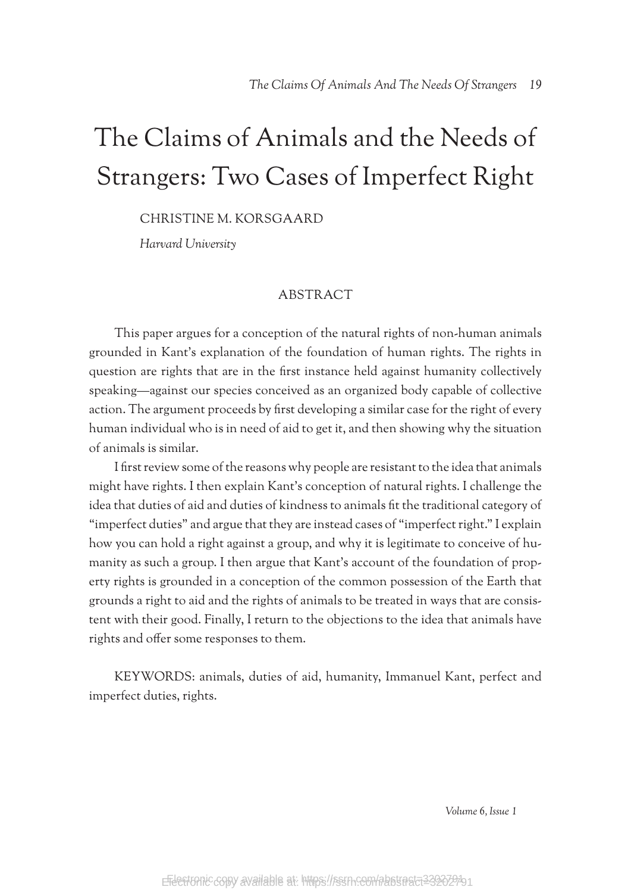# The Claims of Animals and the Needs of Strangers: Two Cases of Imperfect Right

CHRISTINE M. KORSGAARD

*Harvard University*

## ABSTRACT

This paper argues for a conception of the natural rights of non-human animals grounded in Kant's explanation of the foundation of human rights. The rights in question are rights that are in the first instance held against humanity collectively speaking—against our species conceived as an organized body capable of collective action. The argument proceeds by first developing a similar case for the right of every human individual who is in need of aid to get it, and then showing why the situation of animals is similar.

I first review some of the reasons why people are resistant to the idea that animals might have rights. I then explain Kant's conception of natural rights. I challenge the idea that duties of aid and duties of kindness to animals fit the traditional category of "imperfect duties" and argue that they are instead cases of "imperfect right." I explain how you can hold a right against a group, and why it is legitimate to conceive of humanity as such a group. I then argue that Kant's account of the foundation of property rights is grounded in a conception of the common possession of the Earth that grounds a right to aid and the rights of animals to be treated in ways that are consistent with their good. Finally, I return to the objections to the idea that animals have rights and offer some responses to them.

KEYWORDS: animals, duties of aid, humanity, Immanuel Kant, perfect and imperfect duties, rights.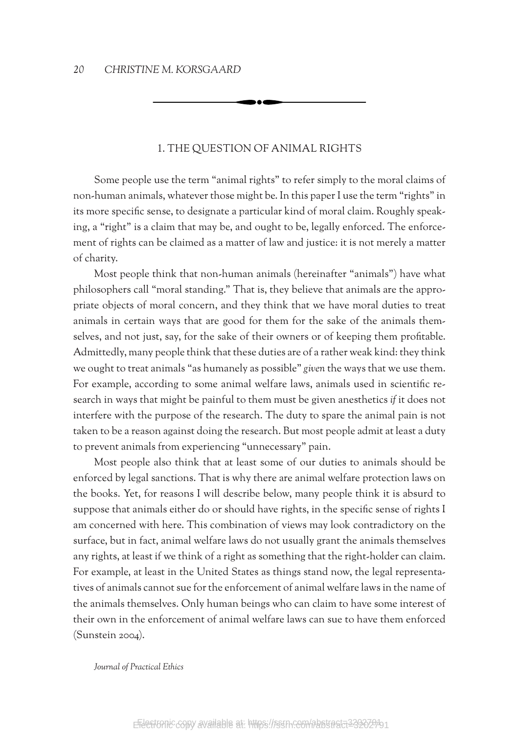## 1. THE QUESTION OF ANIMAL RIGHTS

Some people use the term "animal rights" to refer simply to the moral claims of non-human animals, whatever those might be. In this paper I use the term "rights" in its more specific sense, to designate a particular kind of moral claim. Roughly speaking, a "right" is a claim that may be, and ought to be, legally enforced. The enforcement of rights can be claimed as a matter of law and justice: it is not merely a matter of charity.

Most people think that non-human animals (hereinafter "animals") have what philosophers call "moral standing." That is, they believe that animals are the appropriate objects of moral concern, and they think that we have moral duties to treat animals in certain ways that are good for them for the sake of the animals themselves, and not just, say, for the sake of their owners or of keeping them profitable. Admittedly, many people think that these duties are of a rather weak kind: they think we ought to treat animals "as humanely as possible" *given* the ways that we use them. For example, according to some animal welfare laws, animals used in scientific research in ways that might be painful to them must be given anesthetics *if* it does not interfere with the purpose of the research. The duty to spare the animal pain is not taken to be a reason against doing the research. But most people admit at least a duty to prevent animals from experiencing "unnecessary" pain.

Most people also think that at least some of our duties to animals should be enforced by legal sanctions. That is why there are animal welfare protection laws on the books. Yet, for reasons I will describe below, many people think it is absurd to suppose that animals either do or should have rights, in the specific sense of rights I am concerned with here. This combination of views may look contradictory on the surface, but in fact, animal welfare laws do not usually grant the animals themselves any rights, at least if we think of a right as something that the right-holder can claim. For example, at least in the United States as things stand now, the legal representatives of animals cannot sue for the enforcement of animal welfare laws in the name of the animals themselves. Only human beings who can claim to have some interest of their own in the enforcement of animal welfare laws can sue to have them enforced (Sunstein 2004).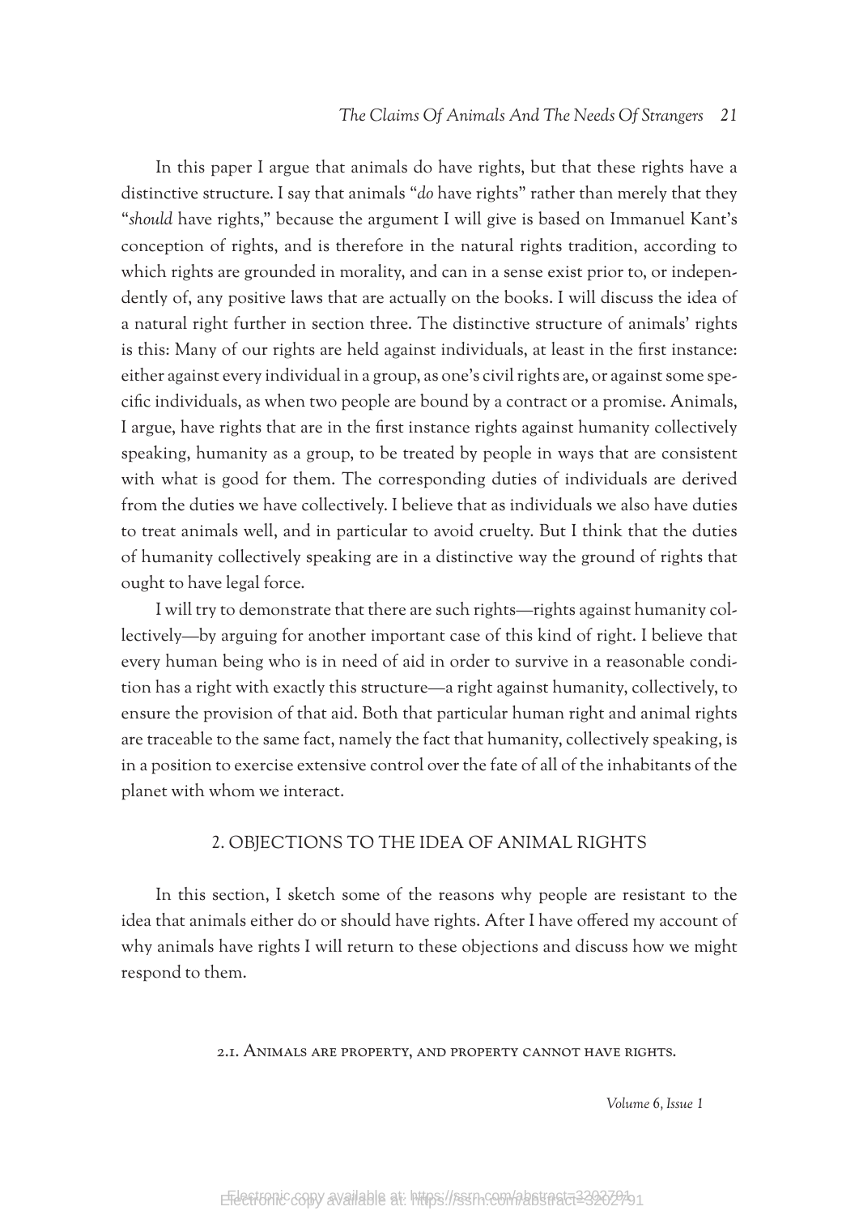In this paper I argue that animals do have rights, but that these rights have a distinctive structure. I say that animals "*do* have rights" rather than merely that they "*should* have rights," because the argument I will give is based on Immanuel Kant's conception of rights, and is therefore in the natural rights tradition, according to which rights are grounded in morality, and can in a sense exist prior to, or independently of, any positive laws that are actually on the books. I will discuss the idea of a natural right further in section three. The distinctive structure of animals' rights is this: Many of our rights are held against individuals, at least in the first instance: either against every individual in a group, as one's civil rights are, or against some specific individuals, as when two people are bound by a contract or a promise. Animals, I argue, have rights that are in the first instance rights against humanity collectively speaking, humanity as a group, to be treated by people in ways that are consistent with what is good for them. The corresponding duties of individuals are derived from the duties we have collectively. I believe that as individuals we also have duties to treat animals well, and in particular to avoid cruelty. But I think that the duties of humanity collectively speaking are in a distinctive way the ground of rights that ought to have legal force.

I will try to demonstrate that there are such rights—rights against humanity collectively—by arguing for another important case of this kind of right. I believe that every human being who is in need of aid in order to survive in a reasonable condition has a right with exactly this structure—a right against humanity, collectively, to ensure the provision of that aid. Both that particular human right and animal rights are traceable to the same fact, namely the fact that humanity, collectively speaking, is in a position to exercise extensive control over the fate of all of the inhabitants of the planet with whom we interact.

## 2. OBJECTIONS TO THE IDEA OF ANIMAL RIGHTS

In this section, I sketch some of the reasons why people are resistant to the idea that animals either do or should have rights. After I have offered my account of why animals have rights I will return to these objections and discuss how we might respond to them.

### 2.1. Animals are property, and property cannot have rights.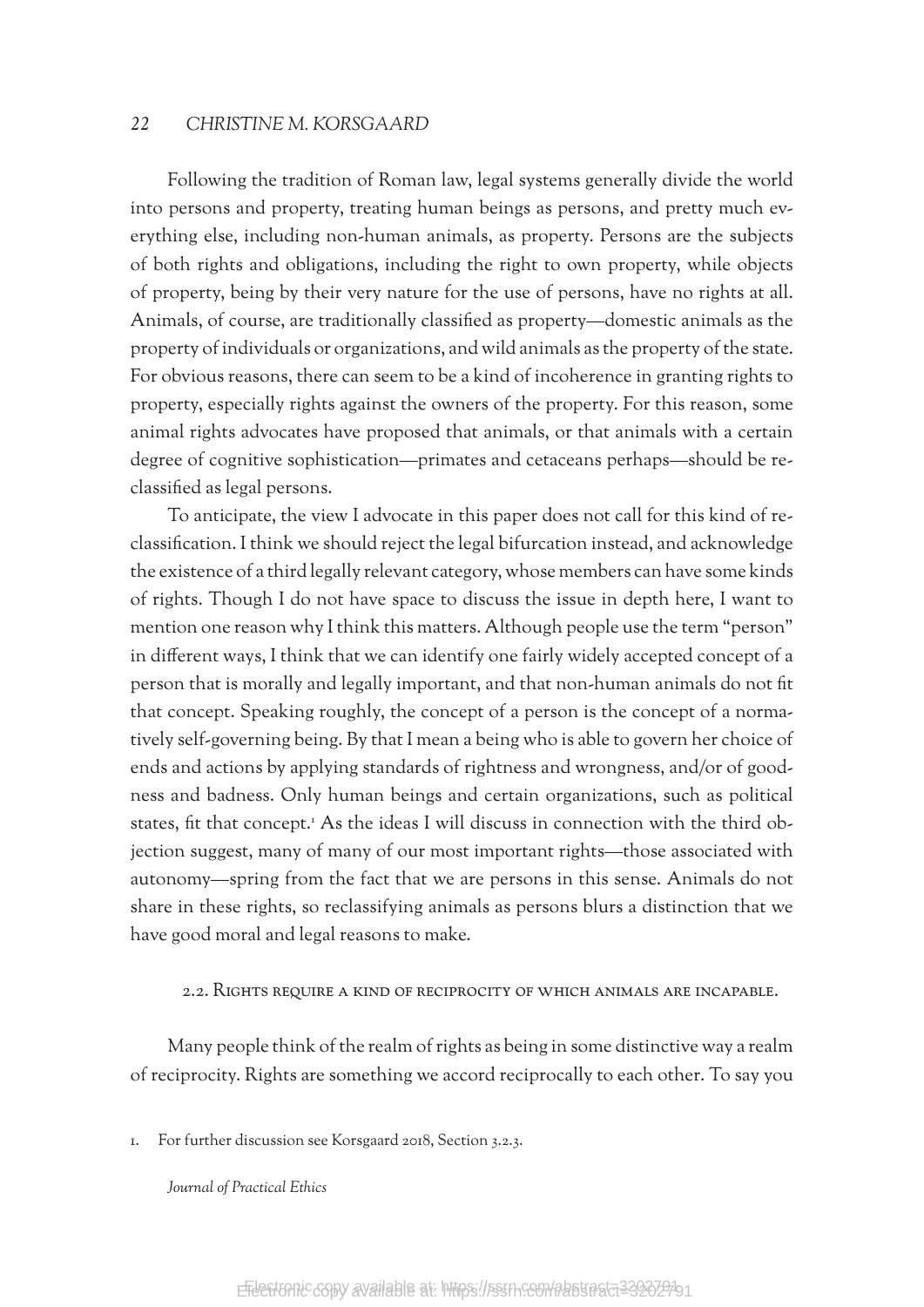Following the tradition of Roman law, legal systems generally divide the world into persons and property, treating human beings as persons, and pretty much everything else, including non-human animals, as property. Persons are the subjects of both rights and obligations, including the right to own property, while objects of property, being by their very nature for the use of persons, have no rights at all. Animals, of course, are traditionally classified as property—domestic animals as the property of individuals or organizations, and wild animals as the property of the state. For obvious reasons, there can seem to be a kind of incoherence in granting rights to property, especially rights against the owners of the property. For this reason, some animal rights advocates have proposed that animals, or that animals with a certain degree of cognitive sophistication—primates and cetaceans perhaps—should be reclassified as legal persons.

To anticipate, the view I advocate in this paper does not call for this kind of reclassification. I think we should reject the legal bifurcation instead, and acknowledge the existence of a third legally relevant category, whose members can have some kinds of rights. Though I do not have space to discuss the issue in depth here, I want to mention one reason why I think this matters. Although people use the term "person" in different ways, I think that we can identify one fairly widely accepted concept of a person that is morally and legally important, and that non-human animals do not fit that concept. Speaking roughly, the concept of a person is the concept of a normatively self-governing being. By that I mean a being who is able to govern her choice of ends and actions by applying standards of rightness and wrongness, and/or of goodness and badness. Only human beings and certain organizations, such as political states, fit that concept.[1] As the ideas I will discuss in connection with the third objection suggest, many of many of our most important rights—those associated with autonomy—spring from the fact that we are persons in this sense. Animals do not share in these rights, so reclassifying animals as persons blurs a distinction that we have good moral and legal reasons to make.

### 2.2. Rights require a kind of reciprocity of which animals are incapable.

Many people think of the realm of rights as being in some distinctive way a realm of reciprocity. Rights are something we accord reciprocally to each other. To say you

1. For further discussion see Korsgaard 2018, Section 3.2.3.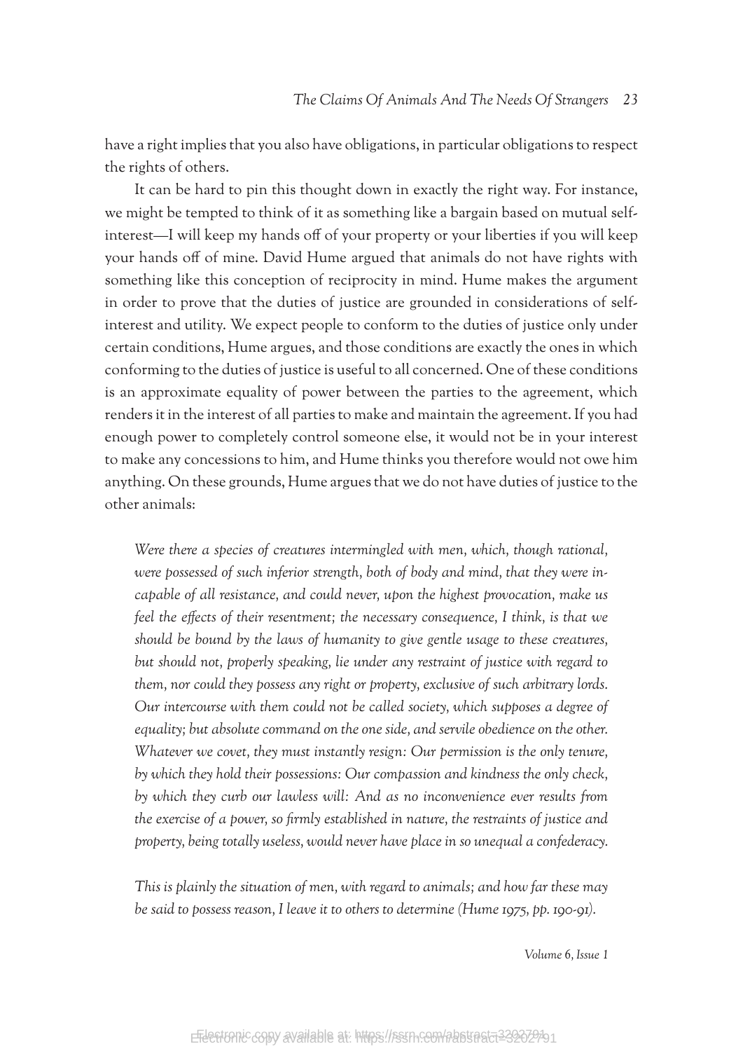have a right implies that you also have obligations, in particular obligations to respect the rights of others.

It can be hard to pin this thought down in exactly the right way. For instance, we might be tempted to think of it as something like a bargain based on mutual self-interest—I will keep my hands off of your property or your liberties if you will keep your hands off of mine. David Hume argued that animals do not have rights with something like this conception of reciprocity in mind. Hume makes the argument in order to prove that the duties of justice are grounded in considerations of self-interest and utility. We expect people to conform to the duties of justice only under certain conditions, Hume argues, and those conditions are exactly the ones in which conforming to the duties of justice is useful to all concerned. One of these conditions is an approximate equality of power between the parties to the agreement, which renders it in the interest of all parties to make and maintain the agreement. If you had enough power to completely control someone else, it would not be in your interest to make any concessions to him, and Hume thinks you therefore would not owe him anything. On these grounds, Hume argues that we do not have duties of justice to the other animals:

> *Were there a species of creatures intermingled with men, which, though rational, were possessed of such inferior strength, both of body and mind, that they were incapable of all resistance, and could never, upon the highest provocation, make us feel the effects of their resentment; the necessary consequence, I think, is that we should be bound by the laws of humanity to give gentle usage to these creatures, but should not, properly speaking, lie under any restraint of justice with regard to them, nor could they possess any right or property, exclusive of such arbitrary lords. Our intercourse with them could not be called society, which supposes a degree of equality; but absolute command on the one side, and servile obedience on the other. Whatever we covet, they must instantly resign: Our permission is the only tenure, by which they hold their possessions: Our compassion and kindness the only check, by which they curb our lawless will: And as no inconvenience ever results from the exercise of a power, so firmly established in nature, the restraints of justice and property, being totally useless, would never have place in so unequal a confederacy.*
>
> *This is plainly the situation of men, with regard to animals; and how far these may be said to possess reason, I leave it to others to determine (Hume 1975, pp. 190-91).*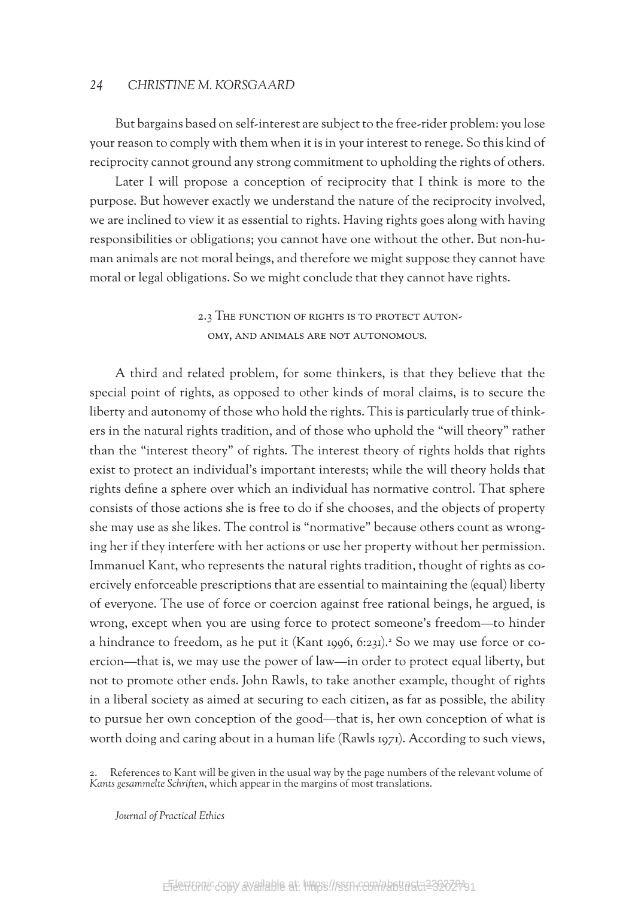But bargains based on self-interest are subject to the free-rider problem: you lose your reason to comply with them when it is in your interest to renege. So this kind of reciprocity cannot ground any strong commitment to upholding the rights of others.

Later I will propose a conception of reciprocity that I think is more to the purpose. But however exactly we understand the nature of the reciprocity involved, we are inclined to view it as essential to rights. Having rights goes along with having responsibilities or obligations; you cannot have one without the other. But non-human animals are not moral beings, and therefore we might suppose they cannot have moral or legal obligations. So we might conclude that they cannot have rights.

### 2.3 The function of rights is to protect autonomy, and animals are not autonomous.

A third and related problem, for some thinkers, is that they believe that the special point of rights, as opposed to other kinds of moral claims, is to secure the liberty and autonomy of those who hold the rights. This is particularly true of thinkers in the natural rights tradition, and of those who uphold the "will theory" rather than the "interest theory" of rights. The interest theory of rights holds that rights exist to protect an individual's important interests; while the will theory holds that rights define a sphere over which an individual has normative control. That sphere consists of those actions she is free to do if she chooses, and the objects of property she may use as she likes. The control is "normative" because others count as wronging her if they interfere with her actions or use her property without her permission. Immanuel Kant, who represents the natural rights tradition, thought of rights as coercively enforceable prescriptions that are essential to maintaining the (equal) liberty of everyone. The use of force or coercion against free rational beings, he argued, is wrong, except when you are using force to protect someone's freedom—to hinder a hindrance to freedom, as he put it (Kant 1996, 6:231).[2] So we may use force or coercion—that is, we may use the power of law—in order to protect equal liberty, but not to promote other ends. John Rawls, to take another example, thought of rights in a liberal society as aimed at securing to each citizen, as far as possible, the ability to pursue her own conception of the good—that is, her own conception of what is worth doing and caring about in a human life (Rawls 1971). According to such views,

2. References to Kant will be given in the usual way by the page numbers of the relevant volume of *Kants gesammelte Schriften*, which appear in the margins of most translations.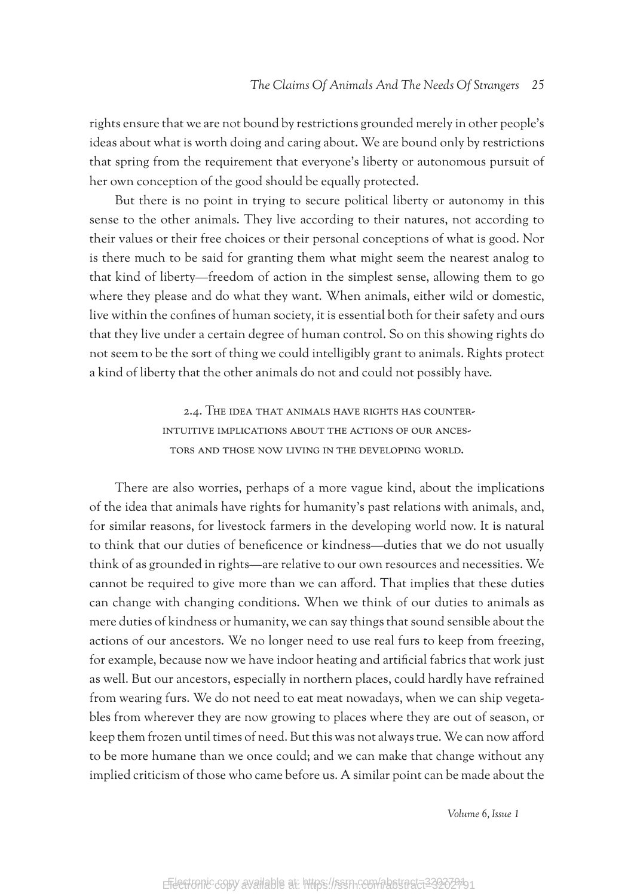rights ensure that we are not bound by restrictions grounded merely in other people's ideas about what is worth doing and caring about. We are bound only by restrictions that spring from the requirement that everyone's liberty or autonomous pursuit of her own conception of the good should be equally protected.

But there is no point in trying to secure political liberty or autonomy in this sense to the other animals. They live according to their natures, not according to their values or their free choices or their personal conceptions of what is good. Nor is there much to be said for granting them what might seem the nearest analog to that kind of liberty—freedom of action in the simplest sense, allowing them to go where they please and do what they want. When animals, either wild or domestic, live within the confines of human society, it is essential both for their safety and ours that they live under a certain degree of human control. So on this showing rights do not seem to be the sort of thing we could intelligibly grant to animals. Rights protect a kind of liberty that the other animals do not and could not possibly have.

### 2.4. The idea that animals have rights has counterintuitive implications about the actions of our ancestors and those now living in the developing world.

There are also worries, perhaps of a more vague kind, about the implications of the idea that animals have rights for humanity's past relations with animals, and, for similar reasons, for livestock farmers in the developing world now. It is natural to think that our duties of beneficence or kindness—duties that we do not usually think of as grounded in rights—are relative to our own resources and necessities. We cannot be required to give more than we can afford. That implies that these duties can change with changing conditions. When we think of our duties to animals as mere duties of kindness or humanity, we can say things that sound sensible about the actions of our ancestors. We no longer need to use real furs to keep from freezing, for example, because now we have indoor heating and artificial fabrics that work just as well. But our ancestors, especially in northern places, could hardly have refrained from wearing furs. We do not need to eat meat nowadays, when we can ship vegetables from wherever they are now growing to places where they are out of season, or keep them frozen until times of need. But this was not always true. We can now afford to be more humane than we once could; and we can make that change without any implied criticism of those who came before us. A similar point can be made about the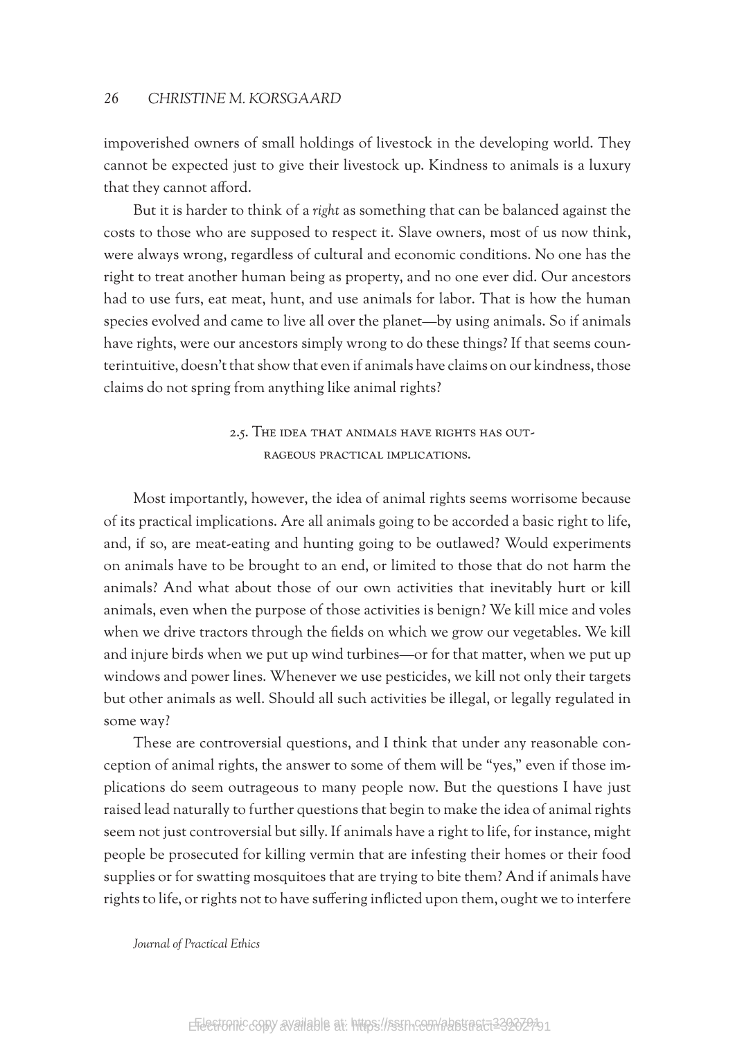impoverished owners of small holdings of livestock in the developing world. They cannot be expected just to give their livestock up. Kindness to animals is a luxury that they cannot afford.

But it is harder to think of a *right* as something that can be balanced against the costs to those who are supposed to respect it. Slave owners, most of us now think, were always wrong, regardless of cultural and economic conditions. No one has the right to treat another human being as property, and no one ever did. Our ancestors had to use furs, eat meat, hunt, and use animals for labor. That is how the human species evolved and came to live all over the planet—by using animals. So if animals have rights, were our ancestors simply wrong to do these things? If that seems counterintuitive, doesn't that show that even if animals have claims on our kindness, those claims do not spring from anything like animal rights?

### 2.5. The idea that animals have rights has outrageous practical implications.

Most importantly, however, the idea of animal rights seems worrisome because of its practical implications. Are all animals going to be accorded a basic right to life, and, if so, are meat-eating and hunting going to be outlawed? Would experiments on animals have to be brought to an end, or limited to those that do not harm the animals? And what about those of our own activities that inevitably hurt or kill animals, even when the purpose of those activities is benign? We kill mice and voles when we drive tractors through the fields on which we grow our vegetables. We kill and injure birds when we put up wind turbines—or for that matter, when we put up windows and power lines. Whenever we use pesticides, we kill not only their targets but other animals as well. Should all such activities be illegal, or legally regulated in some way?

These are controversial questions, and I think that under any reasonable conception of animal rights, the answer to some of them will be "yes," even if those implications do seem outrageous to many people now. But the questions I have just raised lead naturally to further questions that begin to make the idea of animal rights seem not just controversial but silly. If animals have a right to life, for instance, might people be prosecuted for killing vermin that are infesting their homes or their food supplies or for swatting mosquitoes that are trying to bite them? And if animals have rights to life, or rights not to have suffering inflicted upon them, ought we to interfere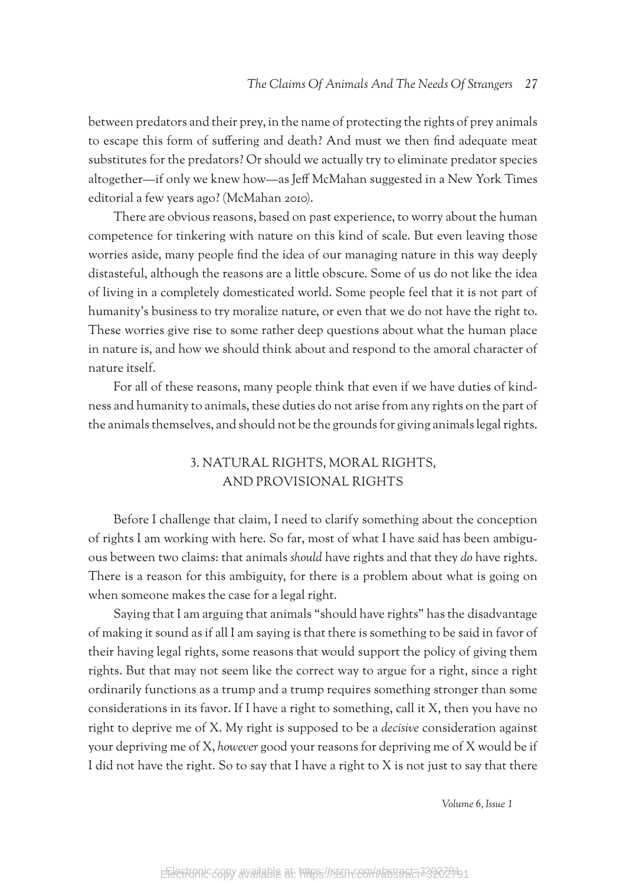between predators and their prey, in the name of protecting the rights of prey animals to escape this form of suffering and death? And must we then find adequate meat substitutes for the predators? Or should we actually try to eliminate predator species altogether—if only we knew how—as Jeff McMahan suggested in a New York Times editorial a few years ago? (McMahan 2010).

There are obvious reasons, based on past experience, to worry about the human competence for tinkering with nature on this kind of scale. But even leaving those worries aside, many people find the idea of our managing nature in this way deeply distasteful, although the reasons are a little obscure. Some of us do not like the idea of living in a completely domesticated world. Some people feel that it is not part of humanity's business to try moralize nature, or even that we do not have the right to. These worries give rise to some rather deep questions about what the human place in nature is, and how we should think about and respond to the amoral character of nature itself.

For all of these reasons, many people think that even if we have duties of kindness and humanity to animals, these duties do not arise from any rights on the part of the animals themselves, and should not be the grounds for giving animals legal rights.

## 3. NATURAL RIGHTS, MORAL RIGHTS, AND PROVISIONAL RIGHTS

Before I challenge that claim, I need to clarify something about the conception of rights I am working with here. So far, most of what I have said has been ambiguous between two claims: that animals *should* have rights and that they *do* have rights. There is a reason for this ambiguity, for there is a problem about what is going on when someone makes the case for a legal right.

Saying that I am arguing that animals "should have rights" has the disadvantage of making it sound as if all I am saying is that there is something to be said in favor of their having legal rights, some reasons that would support the policy of giving them rights. But that may not seem like the correct way to argue for a right, since a right ordinarily functions as a trump and a trump requires something stronger than some considerations in its favor. If I have a right to something, call it X, then you have no right to deprive me of X. My right is supposed to be a *decisive* consideration against your depriving me of X, *however* good your reasons for depriving me of X would be if I did not have the right. So to say that I have a right to X is not just to say that there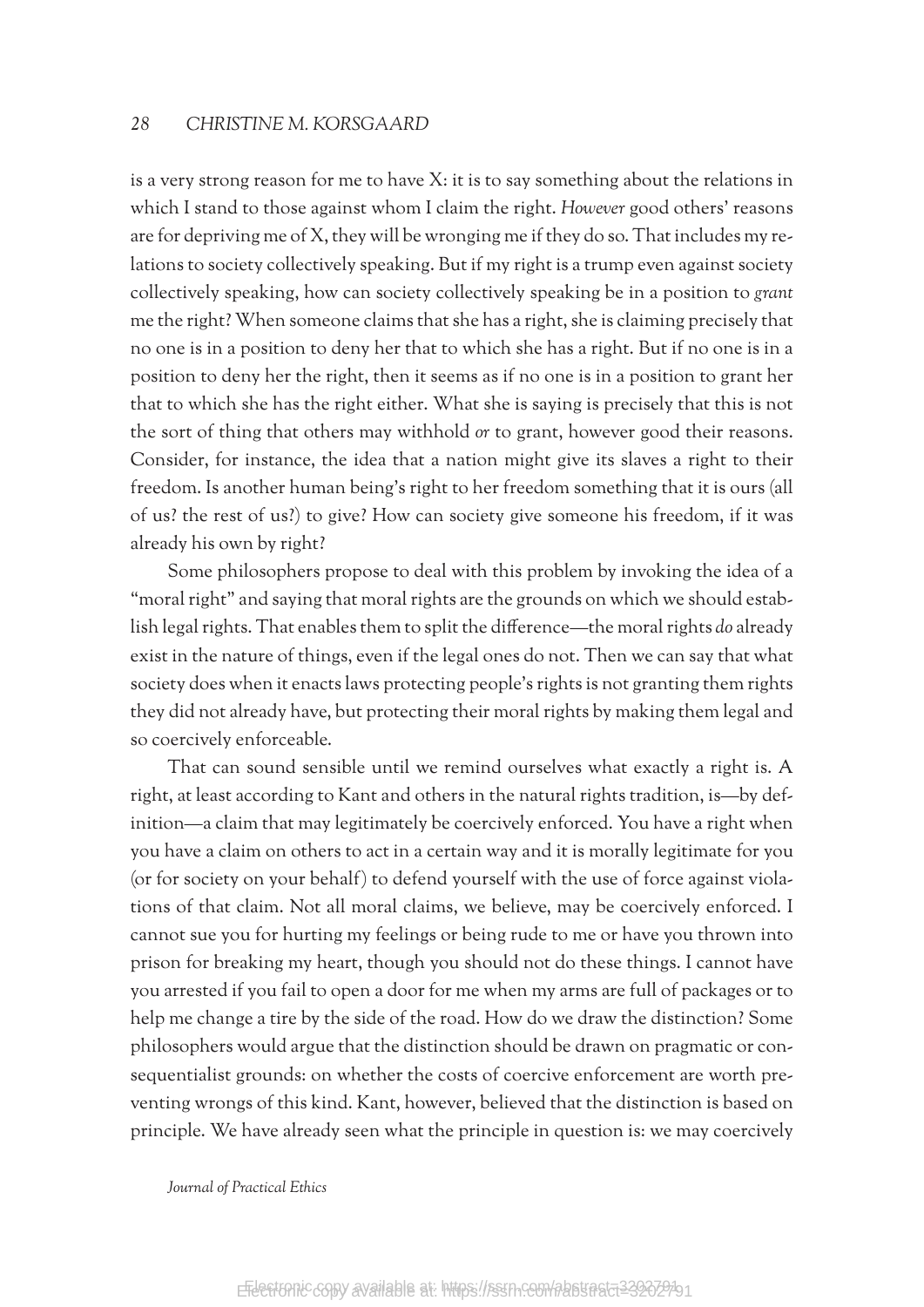is a very strong reason for me to have X: it is to say something about the relations in which I stand to those against whom I claim the right. *However* good others' reasons are for depriving me of X, they will be wronging me if they do so. That includes my relations to society collectively speaking. But if my right is a trump even against society collectively speaking, how can society collectively speaking be in a position to *grant* me the right? When someone claims that she has a right, she is claiming precisely that no one is in a position to deny her that to which she has a right. But if no one is in a position to deny her the right, then it seems as if no one is in a position to grant her that to which she has the right either. What she is saying is precisely that this is not the sort of thing that others may withhold *or* to grant, however good their reasons. Consider, for instance, the idea that a nation might give its slaves a right to their freedom. Is another human being's right to her freedom something that it is ours (all of us? the rest of us?) to give? How can society give someone his freedom, if it was already his own by right?

Some philosophers propose to deal with this problem by invoking the idea of a "moral right" and saying that moral rights are the grounds on which we should establish legal rights. That enables them to split the difference—the moral rights *do* already exist in the nature of things, even if the legal ones do not. Then we can say that what society does when it enacts laws protecting people's rights is not granting them rights they did not already have, but protecting their moral rights by making them legal and so coercively enforceable.

That can sound sensible until we remind ourselves what exactly a right is. A right, at least according to Kant and others in the natural rights tradition, is—by definition—a claim that may legitimately be coercively enforced. You have a right when you have a claim on others to act in a certain way and it is morally legitimate for you (or for society on your behalf) to defend yourself with the use of force against violations of that claim. Not all moral claims, we believe, may be coercively enforced. I cannot sue you for hurting my feelings or being rude to me or have you thrown into prison for breaking my heart, though you should not do these things. I cannot have you arrested if you fail to open a door for me when my arms are full of packages or to help me change a tire by the side of the road. How do we draw the distinction? Some philosophers would argue that the distinction should be drawn on pragmatic or consequentialist grounds: on whether the costs of coercive enforcement are worth preventing wrongs of this kind. Kant, however, believed that the distinction is based on principle. We have already seen what the principle in question is: we may coercively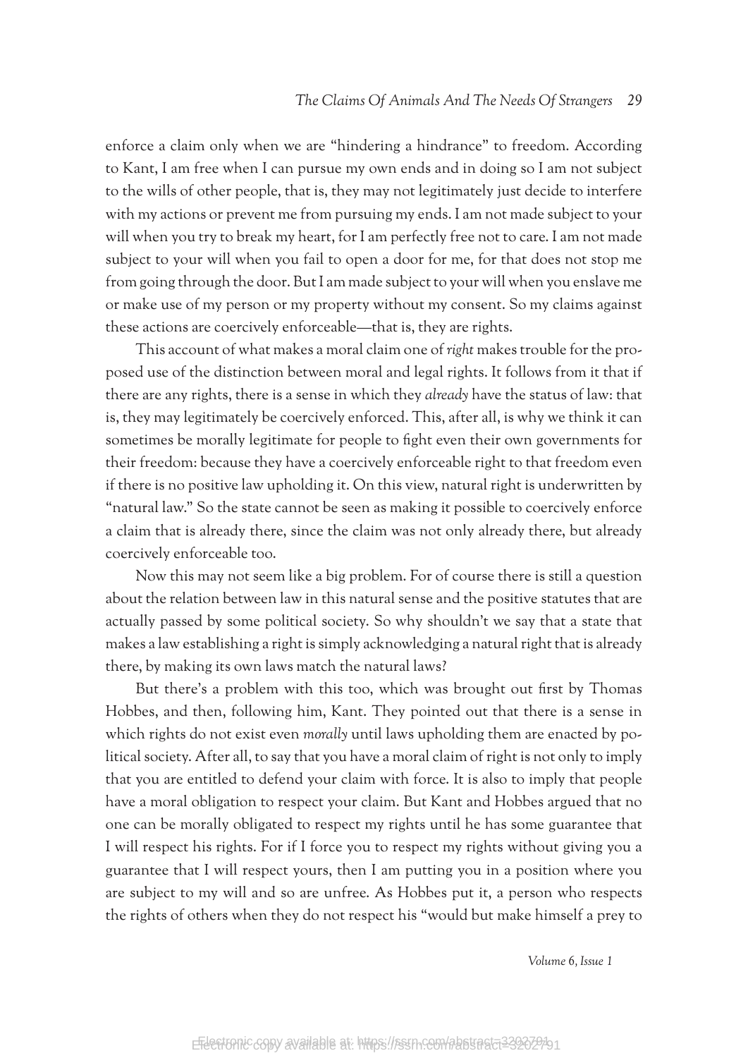enforce a claim only when we are "hindering a hindrance" to freedom. According to Kant, I am free when I can pursue my own ends and in doing so I am not subject to the wills of other people, that is, they may not legitimately just decide to interfere with my actions or prevent me from pursuing my ends. I am not made subject to your will when you try to break my heart, for I am perfectly free not to care. I am not made subject to your will when you fail to open a door for me, for that does not stop me from going through the door. But I am made subject to your will when you enslave me or make use of my person or my property without my consent. So my claims against these actions are coercively enforceable—that is, they are rights.

This account of what makes a moral claim one of *right* makes trouble for the proposed use of the distinction between moral and legal rights. It follows from it that if there are any rights, there is a sense in which they *already* have the status of law: that is, they may legitimately be coercively enforced. This, after all, is why we think it can sometimes be morally legitimate for people to fight even their own governments for their freedom: because they have a coercively enforceable right to that freedom even if there is no positive law upholding it. On this view, natural right is underwritten by "natural law." So the state cannot be seen as making it possible to coercively enforce a claim that is already there, since the claim was not only already there, but already coercively enforceable too.

Now this may not seem like a big problem. For of course there is still a question about the relation between law in this natural sense and the positive statutes that are actually passed by some political society. So why shouldn't we say that a state that makes a law establishing a right is simply acknowledging a natural right that is already there, by making its own laws match the natural laws?

But there's a problem with this too, which was brought out first by Thomas Hobbes, and then, following him, Kant. They pointed out that there is a sense in which rights do not exist even *morally* until laws upholding them are enacted by political society. After all, to say that you have a moral claim of right is not only to imply that you are entitled to defend your claim with force. It is also to imply that people have a moral obligation to respect your claim. But Kant and Hobbes argued that no one can be morally obligated to respect my rights until he has some guarantee that I will respect his rights. For if I force you to respect my rights without giving you a guarantee that I will respect yours, then I am putting you in a position where you are subject to my will and so are unfree. As Hobbes put it, a person who respects the rights of others when they do not respect his "would but make himself a prey to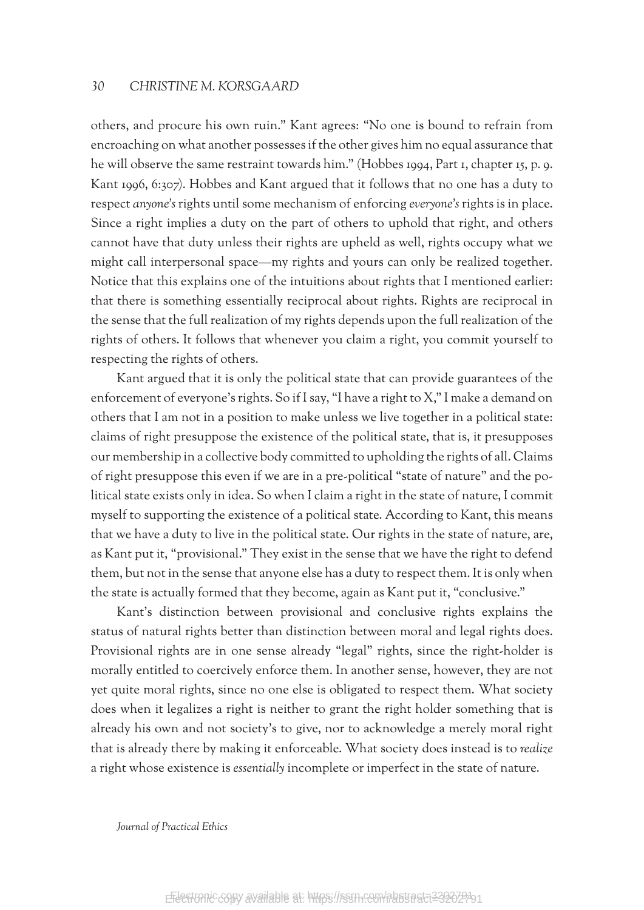others, and procure his own ruin." Kant agrees: "No one is bound to refrain from encroaching on what another possesses if the other gives him no equal assurance that he will observe the same restraint towards him." (Hobbes 1994, Part 1, chapter 15, p. 9. Kant 1996, 6:307). Hobbes and Kant argued that it follows that no one has a duty to respect *anyone's* rights until some mechanism of enforcing *everyone's* rights is in place. Since a right implies a duty on the part of others to uphold that right, and others cannot have that duty unless their rights are upheld as well, rights occupy what we might call interpersonal space—my rights and yours can only be realized together. Notice that this explains one of the intuitions about rights that I mentioned earlier: that there is something essentially reciprocal about rights. Rights are reciprocal in the sense that the full realization of my rights depends upon the full realization of the rights of others. It follows that whenever you claim a right, you commit yourself to respecting the rights of others.

Kant argued that it is only the political state that can provide guarantees of the enforcement of everyone's rights. So if I say, "I have a right to X," I make a demand on others that I am not in a position to make unless we live together in a political state: claims of right presuppose the existence of the political state, that is, it presupposes our membership in a collective body committed to upholding the rights of all. Claims of right presuppose this even if we are in a pre-political "state of nature" and the political state exists only in idea. So when I claim a right in the state of nature, I commit myself to supporting the existence of a political state. According to Kant, this means that we have a duty to live in the political state. Our rights in the state of nature, are, as Kant put it, "provisional." They exist in the sense that we have the right to defend them, but not in the sense that anyone else has a duty to respect them. It is only when the state is actually formed that they become, again as Kant put it, "conclusive."

Kant's distinction between provisional and conclusive rights explains the status of natural rights better than distinction between moral and legal rights does. Provisional rights are in one sense already "legal" rights, since the right-holder is morally entitled to coercively enforce them. In another sense, however, they are not yet quite moral rights, since no one else is obligated to respect them. What society does when it legalizes a right is neither to grant the right holder something that is already his own and not society's to give, nor to acknowledge a merely moral right that is already there by making it enforceable. What society does instead is to *realize* a right whose existence is *essentially* incomplete or imperfect in the state of nature.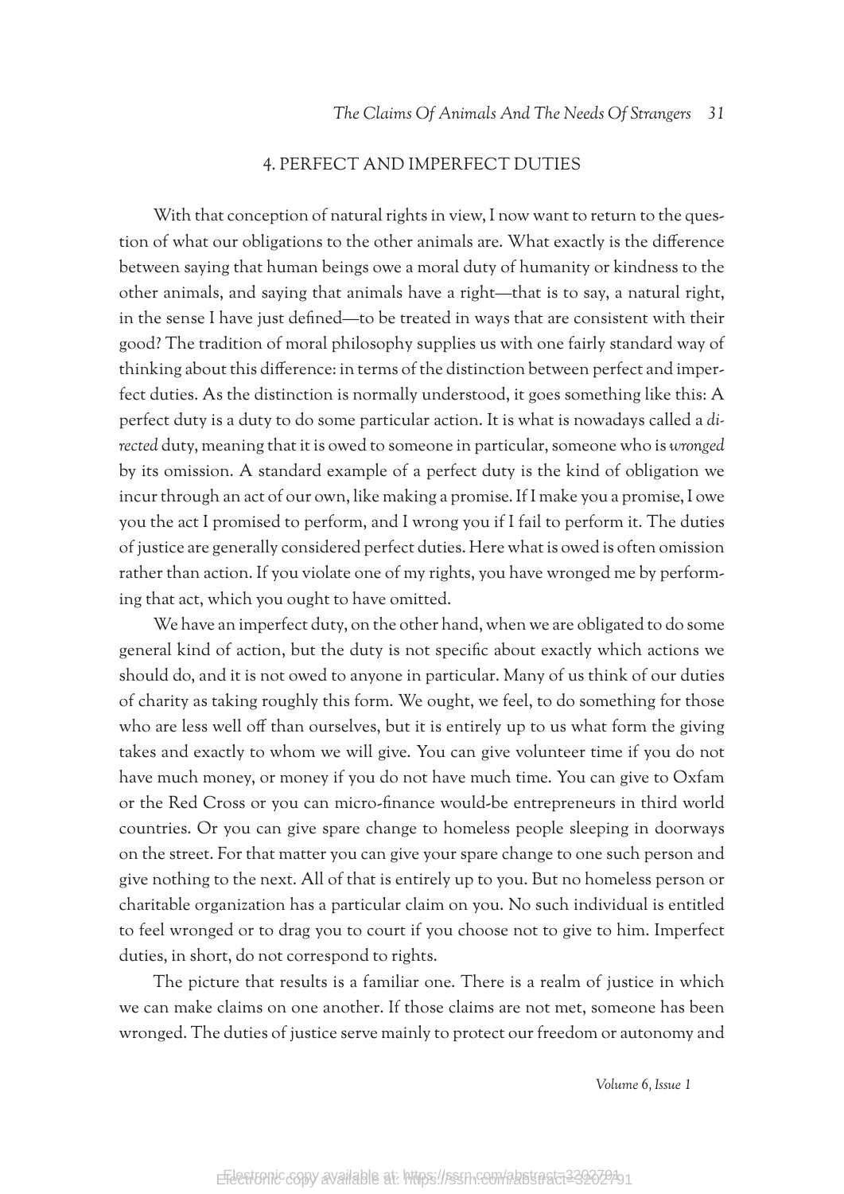## 4. PERFECT AND IMPERFECT DUTIES

With that conception of natural rights in view, I now want to return to the question of what our obligations to the other animals are. What exactly is the difference between saying that human beings owe a moral duty of humanity or kindness to the other animals, and saying that animals have a right—that is to say, a natural right, in the sense I have just defined—to be treated in ways that are consistent with their good? The tradition of moral philosophy supplies us with one fairly standard way of thinking about this difference: in terms of the distinction between perfect and imperfect duties. As the distinction is normally understood, it goes something like this: A perfect duty is a duty to do some particular action. It is what is nowadays called a *directed* duty, meaning that it is owed to someone in particular, someone who is *wronged* by its omission. A standard example of a perfect duty is the kind of obligation we incur through an act of our own, like making a promise. If I make you a promise, I owe you the act I promised to perform, and I wrong you if I fail to perform it. The duties of justice are generally considered perfect duties. Here what is owed is often omission rather than action. If you violate one of my rights, you have wronged me by performing that act, which you ought to have omitted.

We have an imperfect duty, on the other hand, when we are obligated to do some general kind of action, but the duty is not specific about exactly which actions we should do, and it is not owed to anyone in particular. Many of us think of our duties of charity as taking roughly this form. We ought, we feel, to do something for those who are less well off than ourselves, but it is entirely up to us what form the giving takes and exactly to whom we will give. You can give volunteer time if you do not have much money, or money if you do not have much time. You can give to Oxfam or the Red Cross or you can micro-finance would-be entrepreneurs in third world countries. Or you can give spare change to homeless people sleeping in doorways on the street. For that matter you can give your spare change to one such person and give nothing to the next. All of that is entirely up to you. But no homeless person or charitable organization has a particular claim on you. No such individual is entitled to feel wronged or to drag you to court if you choose not to give to him. Imperfect duties, in short, do not correspond to rights.

The picture that results is a familiar one. There is a realm of justice in which we can make claims on one another. If those claims are not met, someone has been wronged. The duties of justice serve mainly to protect our freedom or autonomy and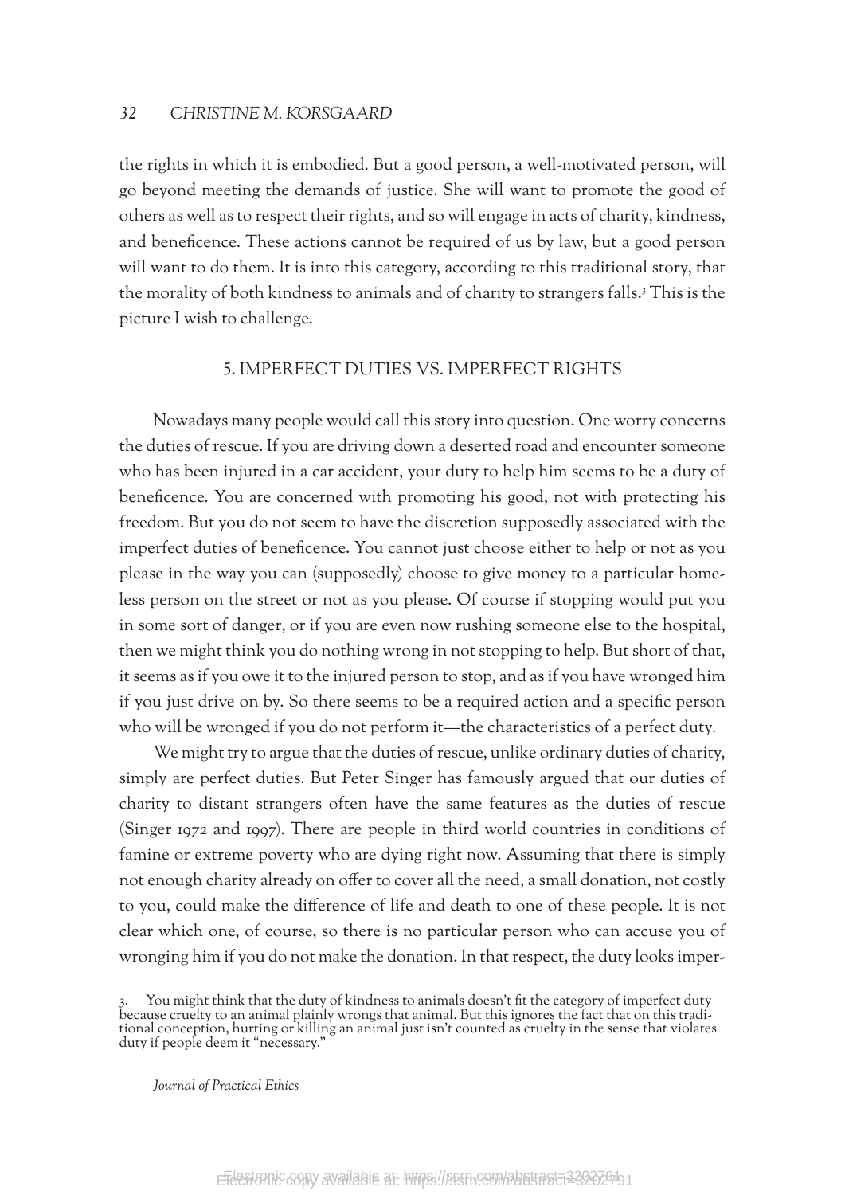the rights in which it is embodied. But a good person, a well-motivated person, will go beyond meeting the demands of justice. She will want to promote the good of others as well as to respect their rights, and so will engage in acts of charity, kindness, and beneficence. These actions cannot be required of us by law, but a good person will want to do them. It is into this category, according to this traditional story, that the morality of both kindness to animals and of charity to strangers falls.[3] This is the picture I wish to challenge.

## 5. IMPERFECT DUTIES VS. IMPERFECT RIGHTS

Nowadays many people would call this story into question. One worry concerns the duties of rescue. If you are driving down a deserted road and encounter someone who has been injured in a car accident, your duty to help him seems to be a duty of beneficence. You are concerned with promoting his good, not with protecting his freedom. But you do not seem to have the discretion supposedly associated with the imperfect duties of beneficence. You cannot just choose either to help or not as you please in the way you can (supposedly) choose to give money to a particular homeless person on the street or not as you please. Of course if stopping would put you in some sort of danger, or if you are even now rushing someone else to the hospital, then we might think you do nothing wrong in not stopping to help. But short of that, it seems as if you owe it to the injured person to stop, and as if you have wronged him if you just drive on by. So there seems to be a required action and a specific person who will be wronged if you do not perform it—the characteristics of a perfect duty.

We might try to argue that the duties of rescue, unlike ordinary duties of charity, simply are perfect duties. But Peter Singer has famously argued that our duties of charity to distant strangers often have the same features as the duties of rescue (Singer 1972 and 1997). There are people in third world countries in conditions of famine or extreme poverty who are dying right now. Assuming that there is simply not enough charity already on offer to cover all the need, a small donation, not costly to you, could make the difference of life and death to one of these people. It is not clear which one, of course, so there is no particular person who can accuse you of wronging him if you do not make the donation. In that respect, the duty looks imper-

3. You might think that the duty of kindness to animals doesn't fit the category of imperfect duty because cruelty to an animal plainly wrongs that animal. But this ignores the fact that on this traditional conception, hurting or killing an animal just isn't counted as cruelty in the sense that violates duty if people deem it "necessary."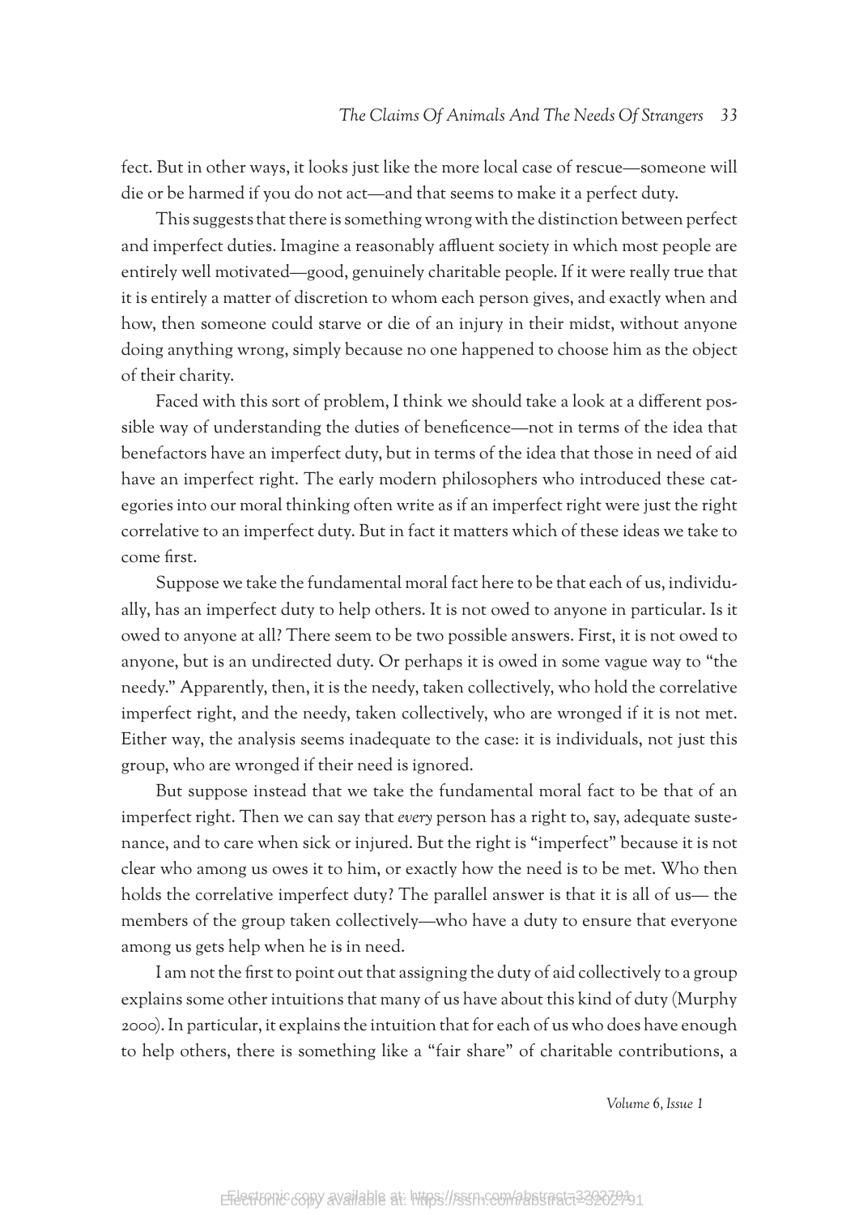fect. But in other ways, it looks just like the more local case of rescue—someone will die or be harmed if you do not act—and that seems to make it a perfect duty.

This suggests that there is something wrong with the distinction between perfect and imperfect duties. Imagine a reasonably affluent society in which most people are entirely well motivated—good, genuinely charitable people. If it were really true that it is entirely a matter of discretion to whom each person gives, and exactly when and how, then someone could starve or die of an injury in their midst, without anyone doing anything wrong, simply because no one happened to choose him as the object of their charity.

Faced with this sort of problem, I think we should take a look at a different possible way of understanding the duties of beneficence—not in terms of the idea that benefactors have an imperfect duty, but in terms of the idea that those in need of aid have an imperfect right. The early modern philosophers who introduced these categories into our moral thinking often write as if an imperfect right were just the right correlative to an imperfect duty. But in fact it matters which of these ideas we take to come first.

Suppose we take the fundamental moral fact here to be that each of us, individually, has an imperfect duty to help others. It is not owed to anyone in particular. Is it owed to anyone at all? There seem to be two possible answers. First, it is not owed to anyone, but is an undirected duty. Or perhaps it is owed in some vague way to "the needy." Apparently, then, it is the needy, taken collectively, who hold the correlative imperfect right, and the needy, taken collectively, who are wronged if it is not met. Either way, the analysis seems inadequate to the case: it is individuals, not just this group, who are wronged if their need is ignored.

But suppose instead that we take the fundamental moral fact to be that of an imperfect right. Then we can say that *every* person has a right to, say, adequate sustenance, and to care when sick or injured. But the right is "imperfect" because it is not clear who among us owes it to him, or exactly how the need is to be met. Who then holds the correlative imperfect duty? The parallel answer is that it is all of us— the members of the group taken collectively—who have a duty to ensure that everyone among us gets help when he is in need.

I am not the first to point out that assigning the duty of aid collectively to a group explains some other intuitions that many of us have about this kind of duty (Murphy 2000). In particular, it explains the intuition that for each of us who does have enough to help others, there is something like a "fair share" of charitable contributions, a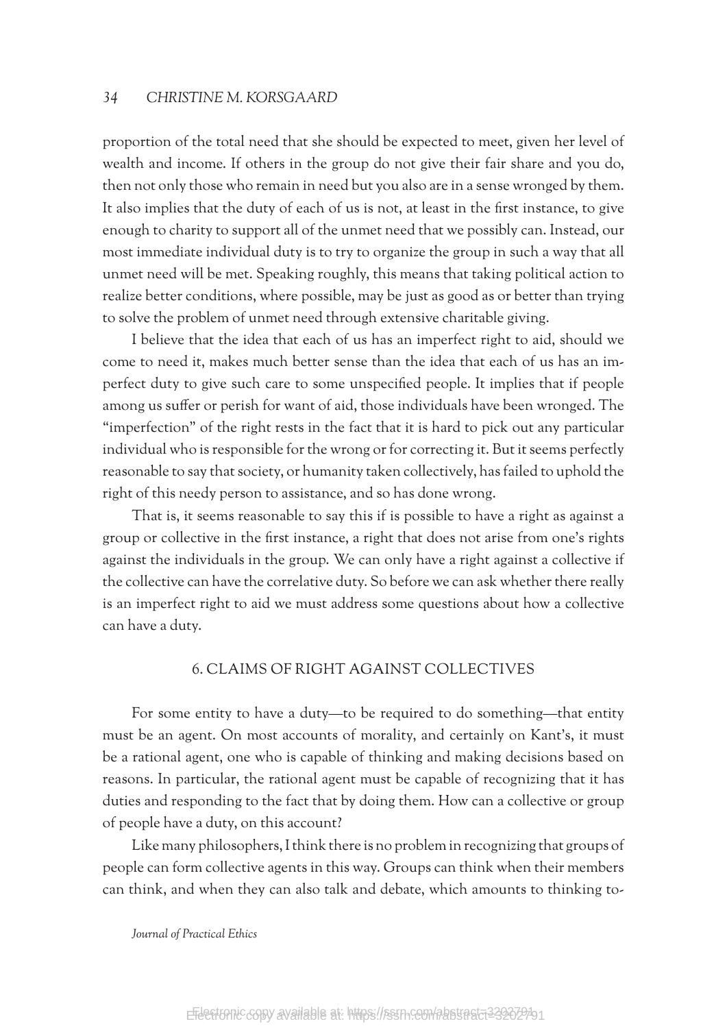proportion of the total need that she should be expected to meet, given her level of wealth and income. If others in the group do not give their fair share and you do, then not only those who remain in need but you also are in a sense wronged by them. It also implies that the duty of each of us is not, at least in the first instance, to give enough to charity to support all of the unmet need that we possibly can. Instead, our most immediate individual duty is to try to organize the group in such a way that all unmet need will be met. Speaking roughly, this means that taking political action to realize better conditions, where possible, may be just as good as or better than trying to solve the problem of unmet need through extensive charitable giving.

I believe that the idea that each of us has an imperfect right to aid, should we come to need it, makes much better sense than the idea that each of us has an imperfect duty to give such care to some unspecified people. It implies that if people among us suffer or perish for want of aid, those individuals have been wronged. The "imperfection" of the right rests in the fact that it is hard to pick out any particular individual who is responsible for the wrong or for correcting it. But it seems perfectly reasonable to say that society, or humanity taken collectively, has failed to uphold the right of this needy person to assistance, and so has done wrong.

That is, it seems reasonable to say this if is possible to have a right as against a group or collective in the first instance, a right that does not arise from one's rights against the individuals in the group. We can only have a right against a collective if the collective can have the correlative duty. So before we can ask whether there really is an imperfect right to aid we must address some questions about how a collective can have a duty.

## 6. CLAIMS OF RIGHT AGAINST COLLECTIVES

For some entity to have a duty—to be required to do something—that entity must be an agent. On most accounts of morality, and certainly on Kant's, it must be a rational agent, one who is capable of thinking and making decisions based on reasons. In particular, the rational agent must be capable of recognizing that it has duties and responding to the fact that by doing them. How can a collective or group of people have a duty, on this account?

Like many philosophers, I think there is no problem in recognizing that groups of people can form collective agents in this way. Groups can think when their members can think, and when they can also talk and debate, which amounts to thinking to-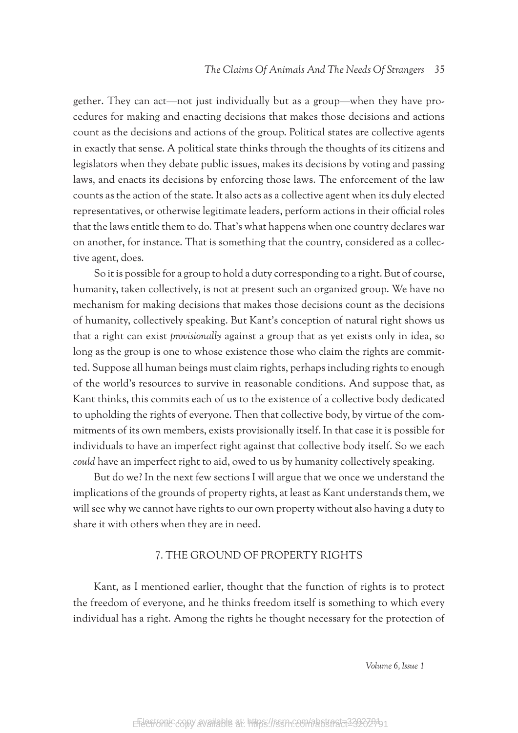gether. They can act—not just individually but as a group—when they have procedures for making and enacting decisions that makes those decisions and actions count as the decisions and actions of the group. Political states are collective agents in exactly that sense. A political state thinks through the thoughts of its citizens and legislators when they debate public issues, makes its decisions by voting and passing laws, and enacts its decisions by enforcing those laws. The enforcement of the law counts as the action of the state. It also acts as a collective agent when its duly elected representatives, or otherwise legitimate leaders, perform actions in their official roles that the laws entitle them to do. That's what happens when one country declares war on another, for instance. That is something that the country, considered as a collective agent, does.

So it is possible for a group to hold a duty corresponding to a right. But of course, humanity, taken collectively, is not at present such an organized group. We have no mechanism for making decisions that makes those decisions count as the decisions of humanity, collectively speaking. But Kant's conception of natural right shows us that a right can exist *provisionally* against a group that as yet exists only in idea, so long as the group is one to whose existence those who claim the rights are committed. Suppose all human beings must claim rights, perhaps including rights to enough of the world's resources to survive in reasonable conditions. And suppose that, as Kant thinks, this commits each of us to the existence of a collective body dedicated to upholding the rights of everyone. Then that collective body, by virtue of the commitments of its own members, exists provisionally itself. In that case it is possible for individuals to have an imperfect right against that collective body itself. So we each *could* have an imperfect right to aid, owed to us by humanity collectively speaking.

But do we? In the next few sections I will argue that we once we understand the implications of the grounds of property rights, at least as Kant understands them, we will see why we cannot have rights to our own property without also having a duty to share it with others when they are in need.

## 7. THE GROUND OF PROPERTY RIGHTS

Kant, as I mentioned earlier, thought that the function of rights is to protect the freedom of everyone, and he thinks freedom itself is something to which every individual has a right. Among the rights he thought necessary for the protection of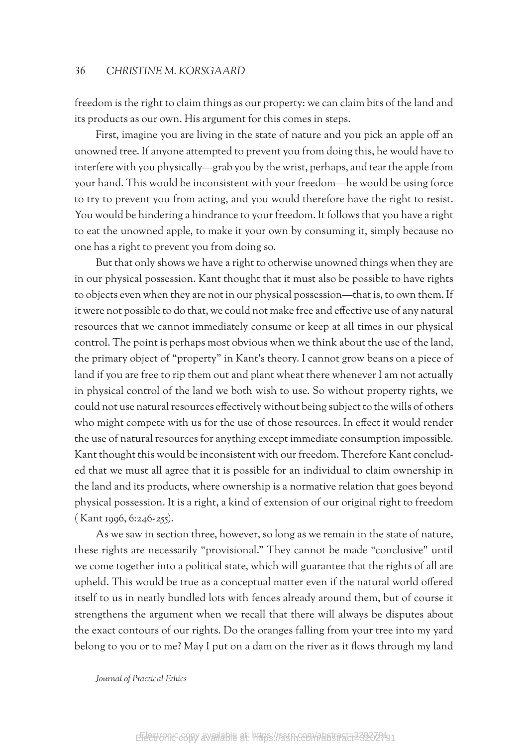freedom is the right to claim things as our property: we can claim bits of the land and its products as our own. His argument for this comes in steps.

First, imagine you are living in the state of nature and you pick an apple off an unowned tree. If anyone attempted to prevent you from doing this, he would have to interfere with you physically—grab you by the wrist, perhaps, and tear the apple from your hand. This would be inconsistent with your freedom—he would be using force to try to prevent you from acting, and you would therefore have the right to resist. You would be hindering a hindrance to your freedom. It follows that you have a right to eat the unowned apple, to make it your own by consuming it, simply because no one has a right to prevent you from doing so.

But that only shows we have a right to otherwise unowned things when they are in our physical possession. Kant thought that it must also be possible to have rights to objects even when they are not in our physical possession—that is, to own them. If it were not possible to do that, we could not make free and effective use of any natural resources that we cannot immediately consume or keep at all times in our physical control. The point is perhaps most obvious when we think about the use of the land, the primary object of "property" in Kant's theory. I cannot grow beans on a piece of land if you are free to rip them out and plant wheat there whenever I am not actually in physical control of the land we both wish to use. So without property rights, we could not use natural resources effectively without being subject to the wills of others who might compete with us for the use of those resources. In effect it would render the use of natural resources for anything except immediate consumption impossible. Kant thought this would be inconsistent with our freedom. Therefore Kant concluded that we must all agree that it is possible for an individual to claim ownership in the land and its products, where ownership is a normative relation that goes beyond physical possession. It is a right, a kind of extension of our original right to freedom ( Kant 1996, 6:246-255).

As we saw in section three, however, so long as we remain in the state of nature, these rights are necessarily "provisional." They cannot be made "conclusive" until we come together into a political state, which will guarantee that the rights of all are upheld. This would be true as a conceptual matter even if the natural world offered itself to us in neatly bundled lots with fences already around them, but of course it strengthens the argument when we recall that there will always be disputes about the exact contours of our rights. Do the oranges falling from your tree into my yard belong to you or to me? May I put on a dam on the river as it flows through my land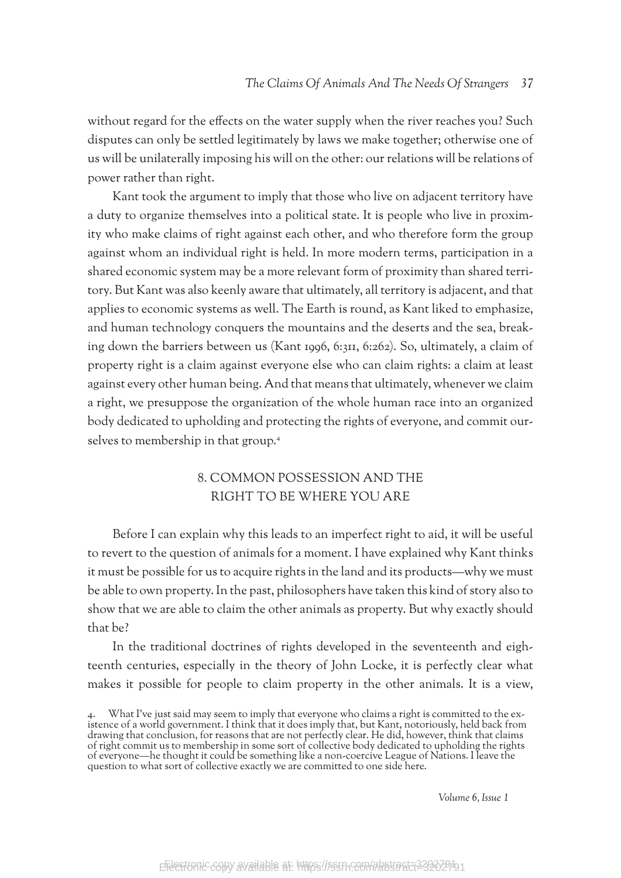without regard for the effects on the water supply when the river reaches you? Such disputes can only be settled legitimately by laws we make together; otherwise one of us will be unilaterally imposing his will on the other: our relations will be relations of power rather than right.

Kant took the argument to imply that those who live on adjacent territory have a duty to organize themselves into a political state. It is people who live in proximity who make claims of right against each other, and who therefore form the group against whom an individual right is held. In more modern terms, participation in a shared economic system may be a more relevant form of proximity than shared territory. But Kant was also keenly aware that ultimately, all territory is adjacent, and that applies to economic systems as well. The Earth is round, as Kant liked to emphasize, and human technology conquers the mountains and the deserts and the sea, breaking down the barriers between us (Kant 1996, 6:311, 6:262). So, ultimately, a claim of property right is a claim against everyone else who can claim rights: a claim at least against every other human being. And that means that ultimately, whenever we claim a right, we presuppose the organization of the whole human race into an organized body dedicated to upholding and protecting the rights of everyone, and commit ourselves to membership in that group.[4]

## 8. COMMON POSSESSION AND THE RIGHT TO BE WHERE YOU ARE

Before I can explain why this leads to an imperfect right to aid, it will be useful to revert to the question of animals for a moment. I have explained why Kant thinks it must be possible for us to acquire rights in the land and its products—why we must be able to own property. In the past, philosophers have taken this kind of story also to show that we are able to claim the other animals as property. But why exactly should that be?

In the traditional doctrines of rights developed in the seventeenth and eighteenth centuries, especially in the theory of John Locke, it is perfectly clear what makes it possible for people to claim property in the other animals. It is a view,

4. What I've just said may seem to imply that everyone who claims a right is committed to the existence of a world government. I think that it does imply that, but Kant, notoriously, held back from drawing that conclusion, for reasons that are not perfectly clear. He did, however, think that claims of right commit us to membership in some sort of collective body dedicated to upholding the rights of everyone—he thought it could be something like a non-coercive League of Nations. I leave the question to what sort of collective exactly we are committed to one side here.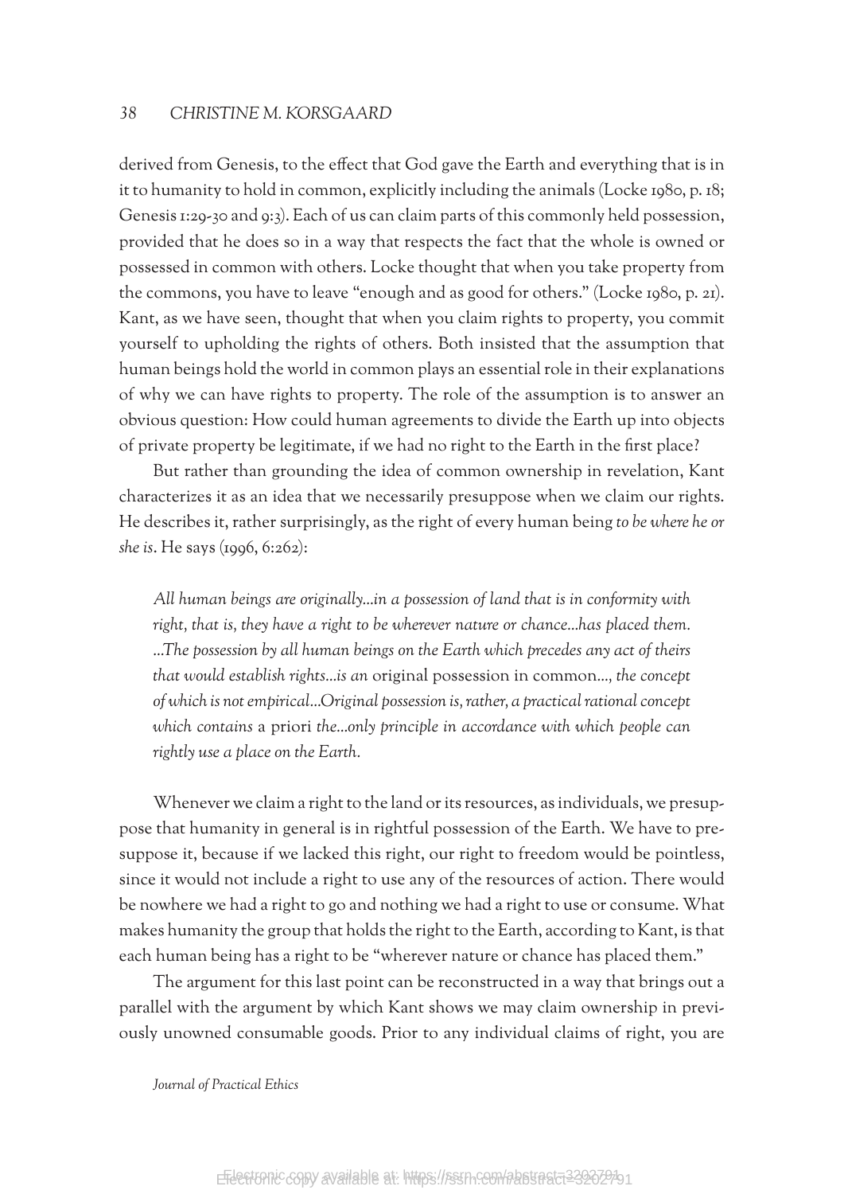derived from Genesis, to the effect that God gave the Earth and everything that is in it to humanity to hold in common, explicitly including the animals (Locke 1980, p. 18; Genesis 1:29-30 and 9:3). Each of us can claim parts of this commonly held possession, provided that he does so in a way that respects the fact that the whole is owned or possessed in common with others. Locke thought that when you take property from the commons, you have to leave "enough and as good for others." (Locke 1980, p. 21). Kant, as we have seen, thought that when you claim rights to property, you commit yourself to upholding the rights of others. Both insisted that the assumption that human beings hold the world in common plays an essential role in their explanations of why we can have rights to property. The role of the assumption is to answer an obvious question: How could human agreements to divide the Earth up into objects of private property be legitimate, if we had no right to the Earth in the first place?

But rather than grounding the idea of common ownership in revelation, Kant characterizes it as an idea that we necessarily presuppose when we claim our rights. He describes it, rather surprisingly, as the right of every human being *to be where he or she is*. He says (1996, 6:262):

> *All human beings are originally…in a possession of land that is in conformity with right, that is, they have a right to be wherever nature or chance…has placed them. …The possession by all human beings on the Earth which precedes any act of theirs that would establish rights…is an* original possession in common*…, the concept of which is not empirical…Original possession is, rather, a practical rational concept which contains* a priori *the…only principle in accordance with which people can rightly use a place on the Earth.*

Whenever we claim a right to the land or its resources, as individuals, we presuppose that humanity in general is in rightful possession of the Earth. We have to presuppose it, because if we lacked this right, our right to freedom would be pointless, since it would not include a right to use any of the resources of action. There would be nowhere we had a right to go and nothing we had a right to use or consume. What makes humanity the group that holds the right to the Earth, according to Kant, is that each human being has a right to be "wherever nature or chance has placed them."

The argument for this last point can be reconstructed in a way that brings out a parallel with the argument by which Kant shows we may claim ownership in previously unowned consumable goods. Prior to any individual claims of right, you are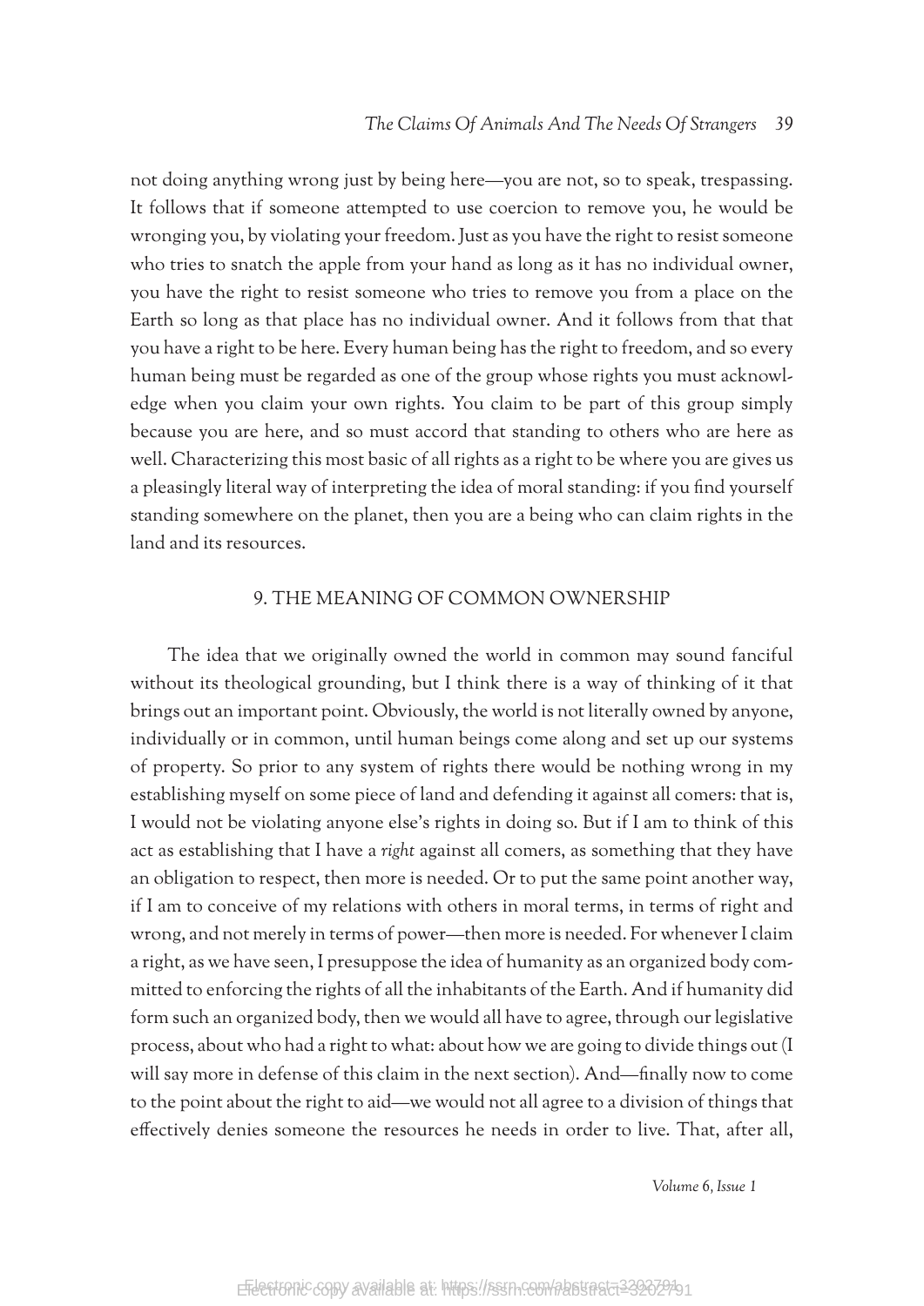not doing anything wrong just by being here—you are not, so to speak, trespassing. It follows that if someone attempted to use coercion to remove you, he would be wronging you, by violating your freedom. Just as you have the right to resist someone who tries to snatch the apple from your hand as long as it has no individual owner, you have the right to resist someone who tries to remove you from a place on the Earth so long as that place has no individual owner. And it follows from that that you have a right to be here. Every human being has the right to freedom, and so every human being must be regarded as one of the group whose rights you must acknowledge when you claim your own rights. You claim to be part of this group simply because you are here, and so must accord that standing to others who are here as well. Characterizing this most basic of all rights as a right to be where you are gives us a pleasingly literal way of interpreting the idea of moral standing: if you find yourself standing somewhere on the planet, then you are a being who can claim rights in the land and its resources.

## 9. THE MEANING OF COMMON OWNERSHIP

The idea that we originally owned the world in common may sound fanciful without its theological grounding, but I think there is a way of thinking of it that brings out an important point. Obviously, the world is not literally owned by anyone, individually or in common, until human beings come along and set up our systems of property. So prior to any system of rights there would be nothing wrong in my establishing myself on some piece of land and defending it against all comers: that is, I would not be violating anyone else's rights in doing so. But if I am to think of this act as establishing that I have a *right* against all comers, as something that they have an obligation to respect, then more is needed. Or to put the same point another way, if I am to conceive of my relations with others in moral terms, in terms of right and wrong, and not merely in terms of power—then more is needed. For whenever I claim a right, as we have seen, I presuppose the idea of humanity as an organized body committed to enforcing the rights of all the inhabitants of the Earth. And if humanity did form such an organized body, then we would all have to agree, through our legislative process, about who had a right to what: about how we are going to divide things out (I will say more in defense of this claim in the next section). And—finally now to come to the point about the right to aid—we would not all agree to a division of things that effectively denies someone the resources he needs in order to live. That, after all,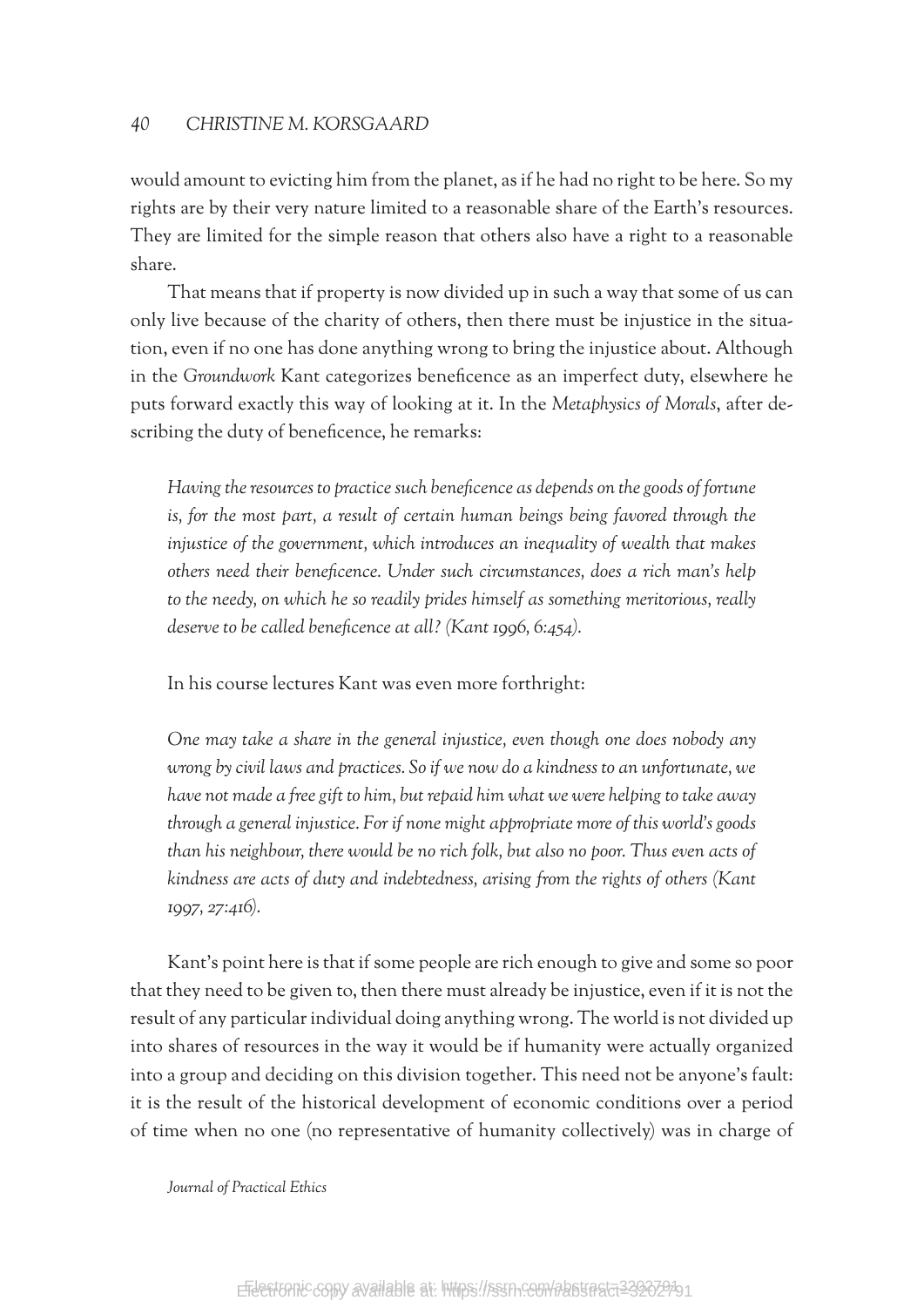would amount to evicting him from the planet, as if he had no right to be here. So my rights are by their very nature limited to a reasonable share of the Earth's resources. They are limited for the simple reason that others also have a right to a reasonable share.

That means that if property is now divided up in such a way that some of us can only live because of the charity of others, then there must be injustice in the situation, even if no one has done anything wrong to bring the injustice about. Although in the *Groundwork* Kant categorizes beneficence as an imperfect duty, elsewhere he puts forward exactly this way of looking at it. In the *Metaphysics of Morals*, after describing the duty of beneficence, he remarks:

> *Having the resources to practice such beneficence as depends on the goods of fortune is, for the most part, a result of certain human beings being favored through the injustice of the government, which introduces an inequality of wealth that makes others need their beneficence. Under such circumstances, does a rich man's help to the needy, on which he so readily prides himself as something meritorious, really deserve to be called beneficence at all? (Kant 1996, 6:454).*

In his course lectures Kant was even more forthright:

> *One may take a share in the general injustice, even though one does nobody any wrong by civil laws and practices. So if we now do a kindness to an unfortunate, we have not made a free gift to him, but repaid him what we were helping to take away through a general injustice. For if none might appropriate more of this world's goods than his neighbour, there would be no rich folk, but also no poor. Thus even acts of kindness are acts of duty and indebtedness, arising from the rights of others (Kant 1997, 27:416).*

Kant's point here is that if some people are rich enough to give and some so poor that they need to be given to, then there must already be injustice, even if it is not the result of any particular individual doing anything wrong. The world is not divided up into shares of resources in the way it would be if humanity were actually organized into a group and deciding on this division together. This need not be anyone's fault: it is the result of the historical development of economic conditions over a period of time when no one (no representative of humanity collectively) was in charge of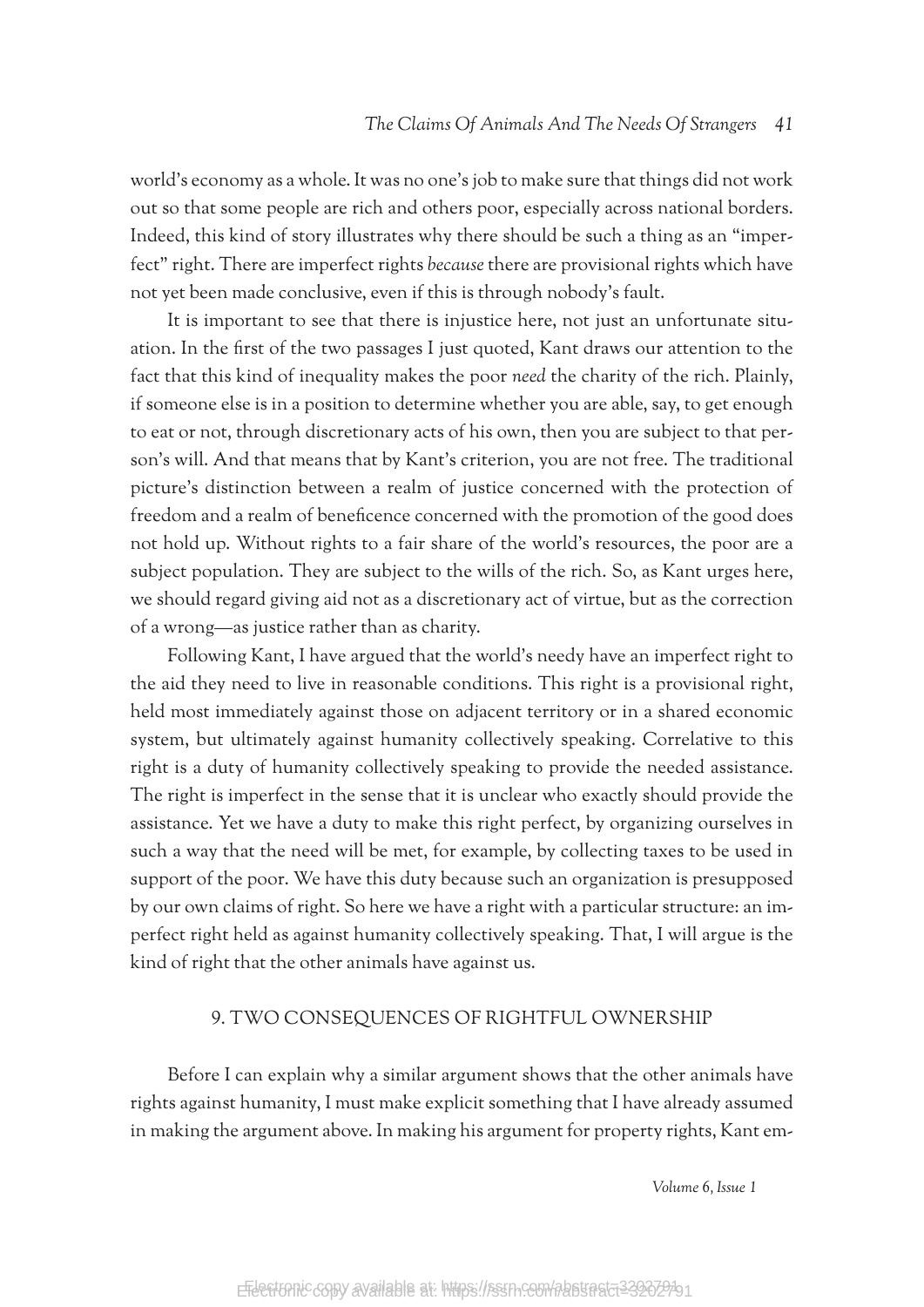world's economy as a whole. It was no one's job to make sure that things did not work out so that some people are rich and others poor, especially across national borders. Indeed, this kind of story illustrates why there should be such a thing as an "imperfect" right. There are imperfect rights *because* there are provisional rights which have not yet been made conclusive, even if this is through nobody's fault.

It is important to see that there is injustice here, not just an unfortunate situation. In the first of the two passages I just quoted, Kant draws our attention to the fact that this kind of inequality makes the poor *need* the charity of the rich. Plainly, if someone else is in a position to determine whether you are able, say, to get enough to eat or not, through discretionary acts of his own, then you are subject to that person's will. And that means that by Kant's criterion, you are not free. The traditional picture's distinction between a realm of justice concerned with the protection of freedom and a realm of beneficence concerned with the promotion of the good does not hold up. Without rights to a fair share of the world's resources, the poor are a subject population. They are subject to the wills of the rich. So, as Kant urges here, we should regard giving aid not as a discretionary act of virtue, but as the correction of a wrong—as justice rather than as charity.

Following Kant, I have argued that the world's needy have an imperfect right to the aid they need to live in reasonable conditions. This right is a provisional right, held most immediately against those on adjacent territory or in a shared economic system, but ultimately against humanity collectively speaking. Correlative to this right is a duty of humanity collectively speaking to provide the needed assistance. The right is imperfect in the sense that it is unclear who exactly should provide the assistance. Yet we have a duty to make this right perfect, by organizing ourselves in such a way that the need will be met, for example, by collecting taxes to be used in support of the poor. We have this duty because such an organization is presupposed by our own claims of right. So here we have a right with a particular structure: an imperfect right held as against humanity collectively speaking. That, I will argue is the kind of right that the other animals have against us.

## 9. TWO CONSEQUENCES OF RIGHTFUL OWNERSHIP

Before I can explain why a similar argument shows that the other animals have rights against humanity, I must make explicit something that I have already assumed in making the argument above. In making his argument for property rights, Kant em-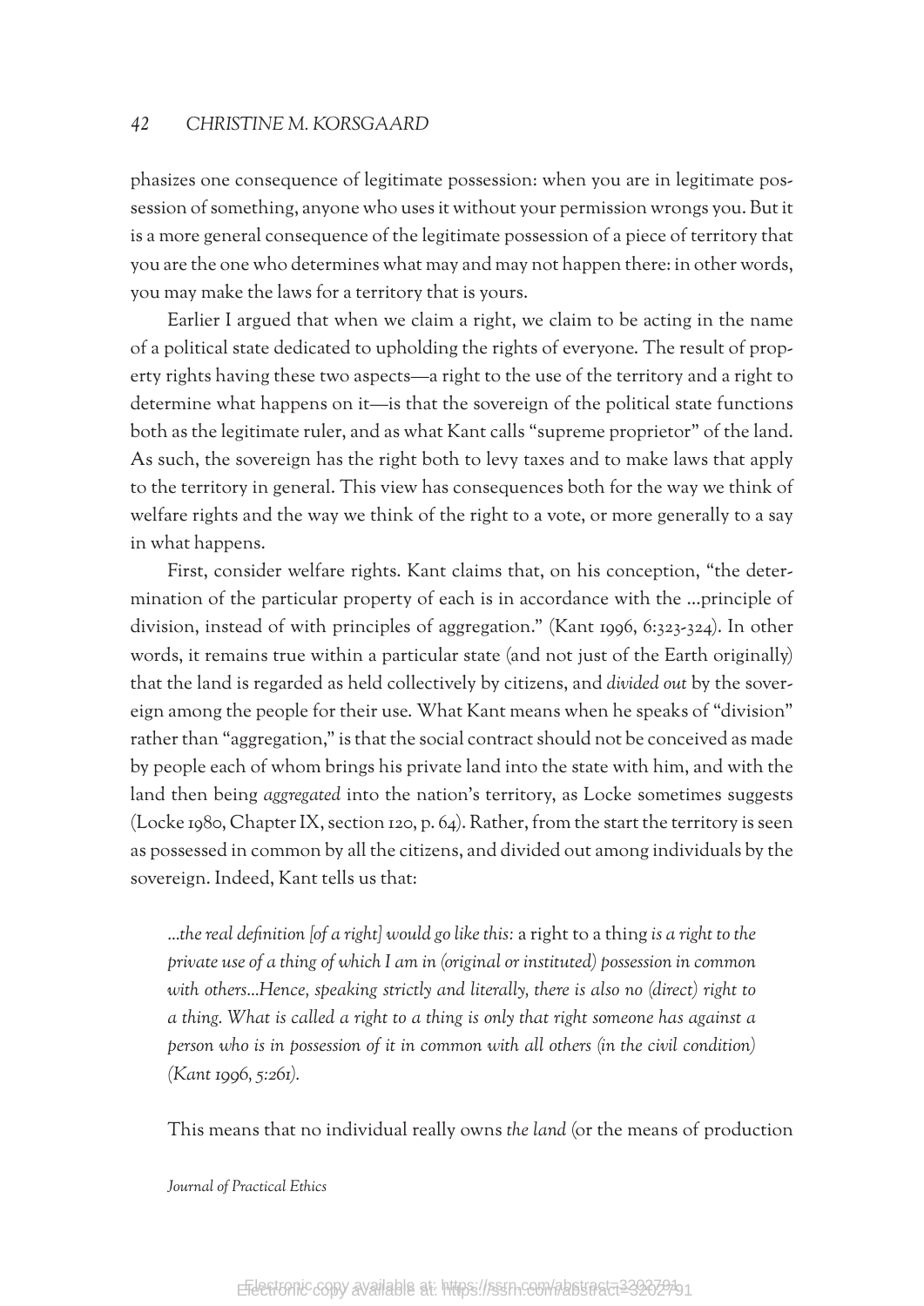phasizes one consequence of legitimate possession: when you are in legitimate possession of something, anyone who uses it without your permission wrongs you. But it is a more general consequence of the legitimate possession of a piece of territory that you are the one who determines what may and may not happen there: in other words, you may make the laws for a territory that is yours.

Earlier I argued that when we claim a right, we claim to be acting in the name of a political state dedicated to upholding the rights of everyone. The result of property rights having these two aspects—a right to the use of the territory and a right to determine what happens on it—is that the sovereign of the political state functions both as the legitimate ruler, and as what Kant calls "supreme proprietor" of the land. As such, the sovereign has the right both to levy taxes and to make laws that apply to the territory in general. This view has consequences both for the way we think of welfare rights and the way we think of the right to a vote, or more generally to a say in what happens.

First, consider welfare rights. Kant claims that, on his conception, "the determination of the particular property of each is in accordance with the …principle of division, instead of with principles of aggregation." (Kant 1996, 6:323-324). In other words, it remains true within a particular state (and not just of the Earth originally) that the land is regarded as held collectively by citizens, and *divided out* by the sovereign among the people for their use. What Kant means when he speaks of "division" rather than "aggregation," is that the social contract should not be conceived as made by people each of whom brings his private land into the state with him, and with the land then being *aggregated* into the nation's territory, as Locke sometimes suggests (Locke 1980, Chapter IX, section 120, p. 64). Rather, from the start the territory is seen as possessed in common by all the citizens, and divided out among individuals by the sovereign. Indeed, Kant tells us that:

> *…the real definition [of a right] would go like this:* a right to a thing *is a right to the private use of a thing of which I am in (original or instituted) possession in common with others…Hence, speaking strictly and literally, there is also no (direct) right to a thing. What is called a right to a thing is only that right someone has against a person who is in possession of it in common with all others (in the civil condition) (Kant 1996, 5:261).*

This means that no individual really owns *the land* (or the means of production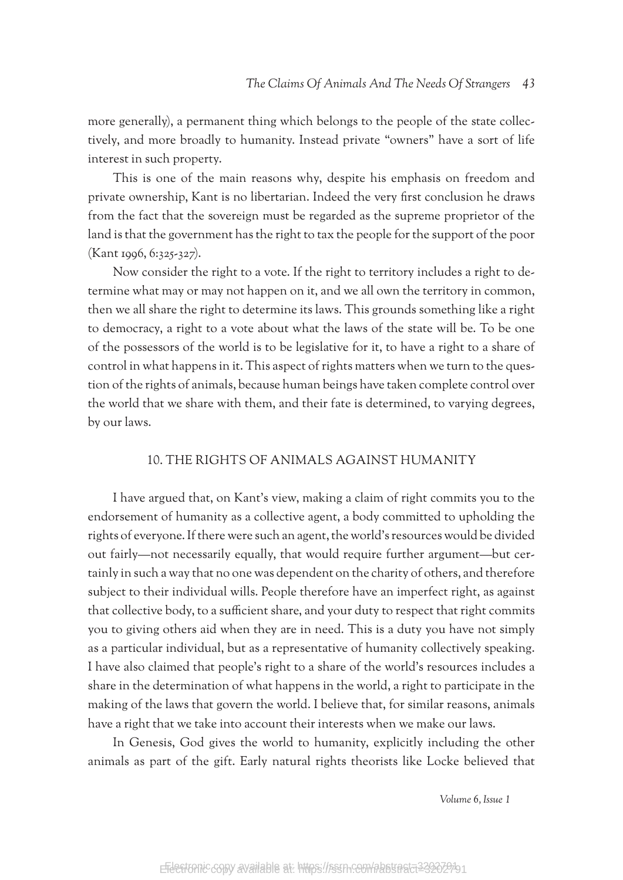more generally), a permanent thing which belongs to the people of the state collectively, and more broadly to humanity. Instead private "owners" have a sort of life interest in such property.

This is one of the main reasons why, despite his emphasis on freedom and private ownership, Kant is no libertarian. Indeed the very first conclusion he draws from the fact that the sovereign must be regarded as the supreme proprietor of the land is that the government has the right to tax the people for the support of the poor (Kant 1996, 6:325-327).

Now consider the right to a vote. If the right to territory includes a right to determine what may or may not happen on it, and we all own the territory in common, then we all share the right to determine its laws. This grounds something like a right to democracy, a right to a vote about what the laws of the state will be. To be one of the possessors of the world is to be legislative for it, to have a right to a share of control in what happens in it. This aspect of rights matters when we turn to the question of the rights of animals, because human beings have taken complete control over the world that we share with them, and their fate is determined, to varying degrees, by our laws.

## 10. THE RIGHTS OF ANIMALS AGAINST HUMANITY

I have argued that, on Kant's view, making a claim of right commits you to the endorsement of humanity as a collective agent, a body committed to upholding the rights of everyone. If there were such an agent, the world's resources would be divided out fairly—not necessarily equally, that would require further argument—but certainly in such a way that no one was dependent on the charity of others, and therefore subject to their individual wills. People therefore have an imperfect right, as against that collective body, to a sufficient share, and your duty to respect that right commits you to giving others aid when they are in need. This is a duty you have not simply as a particular individual, but as a representative of humanity collectively speaking. I have also claimed that people's right to a share of the world's resources includes a share in the determination of what happens in the world, a right to participate in the making of the laws that govern the world. I believe that, for similar reasons, animals have a right that we take into account their interests when we make our laws.

In Genesis, God gives the world to humanity, explicitly including the other animals as part of the gift. Early natural rights theorists like Locke believed that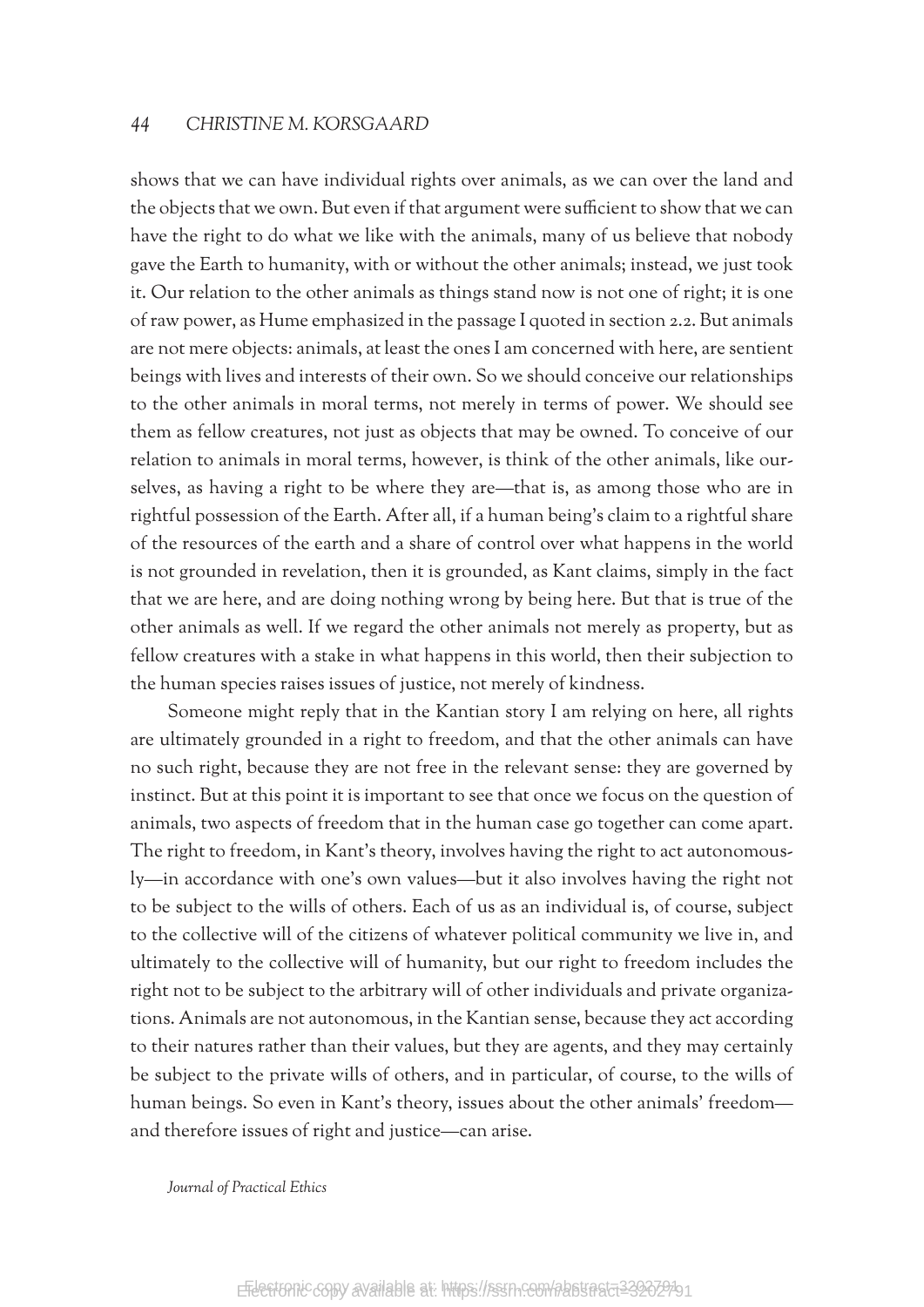shows that we can have individual rights over animals, as we can over the land and the objects that we own. But even if that argument were sufficient to show that we can have the right to do what we like with the animals, many of us believe that nobody gave the Earth to humanity, with or without the other animals; instead, we just took it. Our relation to the other animals as things stand now is not one of right; it is one of raw power, as Hume emphasized in the passage I quoted in section 2.2. But animals are not mere objects: animals, at least the ones I am concerned with here, are sentient beings with lives and interests of their own. So we should conceive our relationships to the other animals in moral terms, not merely in terms of power. We should see them as fellow creatures, not just as objects that may be owned. To conceive of our relation to animals in moral terms, however, is think of the other animals, like ourselves, as having a right to be where they are—that is, as among those who are in rightful possession of the Earth. After all, if a human being's claim to a rightful share of the resources of the earth and a share of control over what happens in the world is not grounded in revelation, then it is grounded, as Kant claims, simply in the fact that we are here, and are doing nothing wrong by being here. But that is true of the other animals as well. If we regard the other animals not merely as property, but as fellow creatures with a stake in what happens in this world, then their subjection to the human species raises issues of justice, not merely of kindness.

Someone might reply that in the Kantian story I am relying on here, all rights are ultimately grounded in a right to freedom, and that the other animals can have no such right, because they are not free in the relevant sense: they are governed by instinct. But at this point it is important to see that once we focus on the question of animals, two aspects of freedom that in the human case go together can come apart. The right to freedom, in Kant's theory, involves having the right to act autonomously—in accordance with one's own values—but it also involves having the right not to be subject to the wills of others. Each of us as an individual is, of course, subject to the collective will of the citizens of whatever political community we live in, and ultimately to the collective will of humanity, but our right to freedom includes the right not to be subject to the arbitrary will of other individuals and private organizations. Animals are not autonomous, in the Kantian sense, because they act according to their natures rather than their values, but they are agents, and they may certainly be subject to the private wills of others, and in particular, of course, to the wills of human beings. So even in Kant's theory, issues about the other animals' freedom—and therefore issues of right and justice—can arise.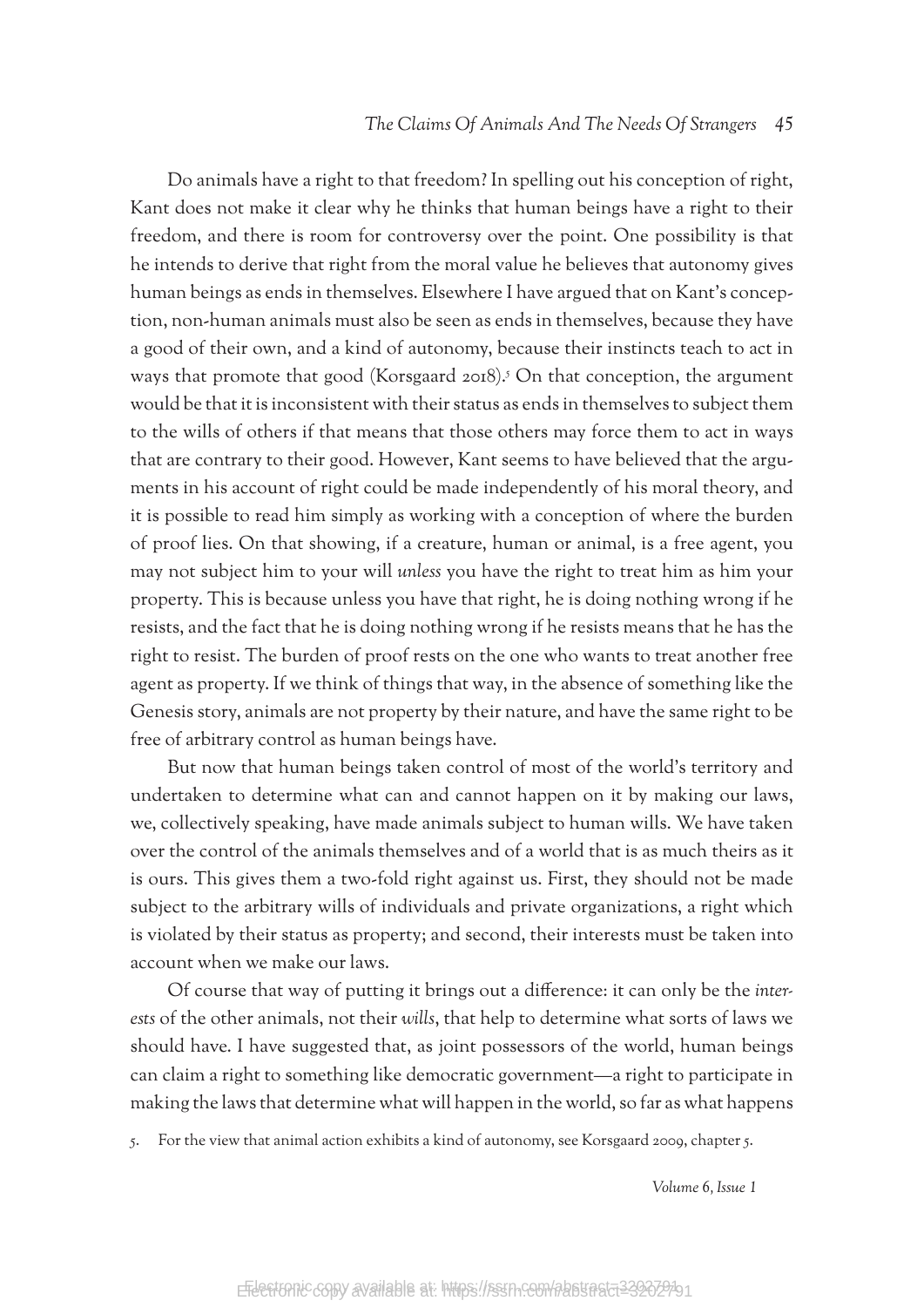Do animals have a right to that freedom? In spelling out his conception of right, Kant does not make it clear why he thinks that human beings have a right to their freedom, and there is room for controversy over the point. One possibility is that he intends to derive that right from the moral value he believes that autonomy gives human beings as ends in themselves. Elsewhere I have argued that on Kant's conception, non-human animals must also be seen as ends in themselves, because they have a good of their own, and a kind of autonomy, because their instincts teach to act in ways that promote that good (Korsgaard 2018).[5] On that conception, the argument would be that it is inconsistent with their status as ends in themselves to subject them to the wills of others if that means that those others may force them to act in ways that are contrary to their good. However, Kant seems to have believed that the arguments in his account of right could be made independently of his moral theory, and it is possible to read him simply as working with a conception of where the burden of proof lies. On that showing, if a creature, human or animal, is a free agent, you may not subject him to your will *unless* you have the right to treat him as him your property. This is because unless you have that right, he is doing nothing wrong if he resists, and the fact that he is doing nothing wrong if he resists means that he has the right to resist. The burden of proof rests on the one who wants to treat another free agent as property. If we think of things that way, in the absence of something like the Genesis story, animals are not property by their nature, and have the same right to be free of arbitrary control as human beings have.

But now that human beings taken control of most of the world's territory and undertaken to determine what can and cannot happen on it by making our laws, we, collectively speaking, have made animals subject to human wills. We have taken over the control of the animals themselves and of a world that is as much theirs as it is ours. This gives them a two-fold right against us. First, they should not be made subject to the arbitrary wills of individuals and private organizations, a right which is violated by their status as property; and second, their interests must be taken into account when we make our laws.

Of course that way of putting it brings out a difference: it can only be the *interests* of the other animals, not their *wills*, that help to determine what sorts of laws we should have. I have suggested that, as joint possessors of the world, human beings can claim a right to something like democratic government—a right to participate in making the laws that determine what will happen in the world, so far as what happens

5. For the view that animal action exhibits a kind of autonomy, see Korsgaard 2009, chapter 5.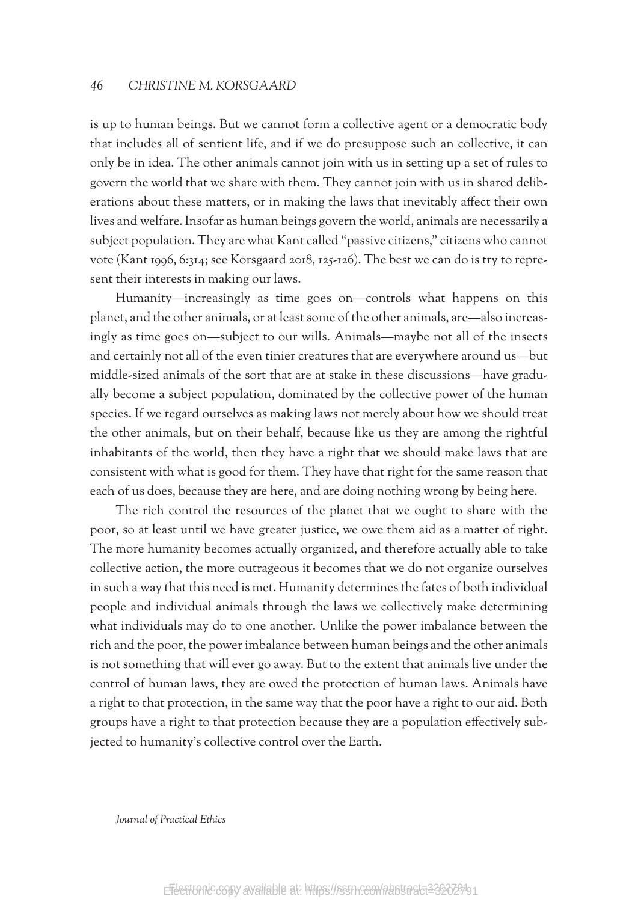is up to human beings. But we cannot form a collective agent or a democratic body that includes all of sentient life, and if we do presuppose such an collective, it can only be in idea. The other animals cannot join with us in setting up a set of rules to govern the world that we share with them. They cannot join with us in shared deliberations about these matters, or in making the laws that inevitably affect their own lives and welfare. Insofar as human beings govern the world, animals are necessarily a subject population. They are what Kant called "passive citizens," citizens who cannot vote (Kant 1996, 6:314; see Korsgaard 2018, 125-126). The best we can do is try to represent their interests in making our laws.

Humanity—increasingly as time goes on—controls what happens on this planet, and the other animals, or at least some of the other animals, are—also increasingly as time goes on—subject to our wills. Animals—maybe not all of the insects and certainly not all of the even tinier creatures that are everywhere around us—but middle-sized animals of the sort that are at stake in these discussions—have gradually become a subject population, dominated by the collective power of the human species. If we regard ourselves as making laws not merely about how we should treat the other animals, but on their behalf, because like us they are among the rightful inhabitants of the world, then they have a right that we should make laws that are consistent with what is good for them. They have that right for the same reason that each of us does, because they are here, and are doing nothing wrong by being here.

The rich control the resources of the planet that we ought to share with the poor, so at least until we have greater justice, we owe them aid as a matter of right. The more humanity becomes actually organized, and therefore actually able to take collective action, the more outrageous it becomes that we do not organize ourselves in such a way that this need is met. Humanity determines the fates of both individual people and individual animals through the laws we collectively make determining what individuals may do to one another. Unlike the power imbalance between the rich and the poor, the power imbalance between human beings and the other animals is not something that will ever go away. But to the extent that animals live under the control of human laws, they are owed the protection of human laws. Animals have a right to that protection, in the same way that the poor have a right to our aid. Both groups have a right to that protection because they are a population effectively subjected to humanity's collective control over the Earth.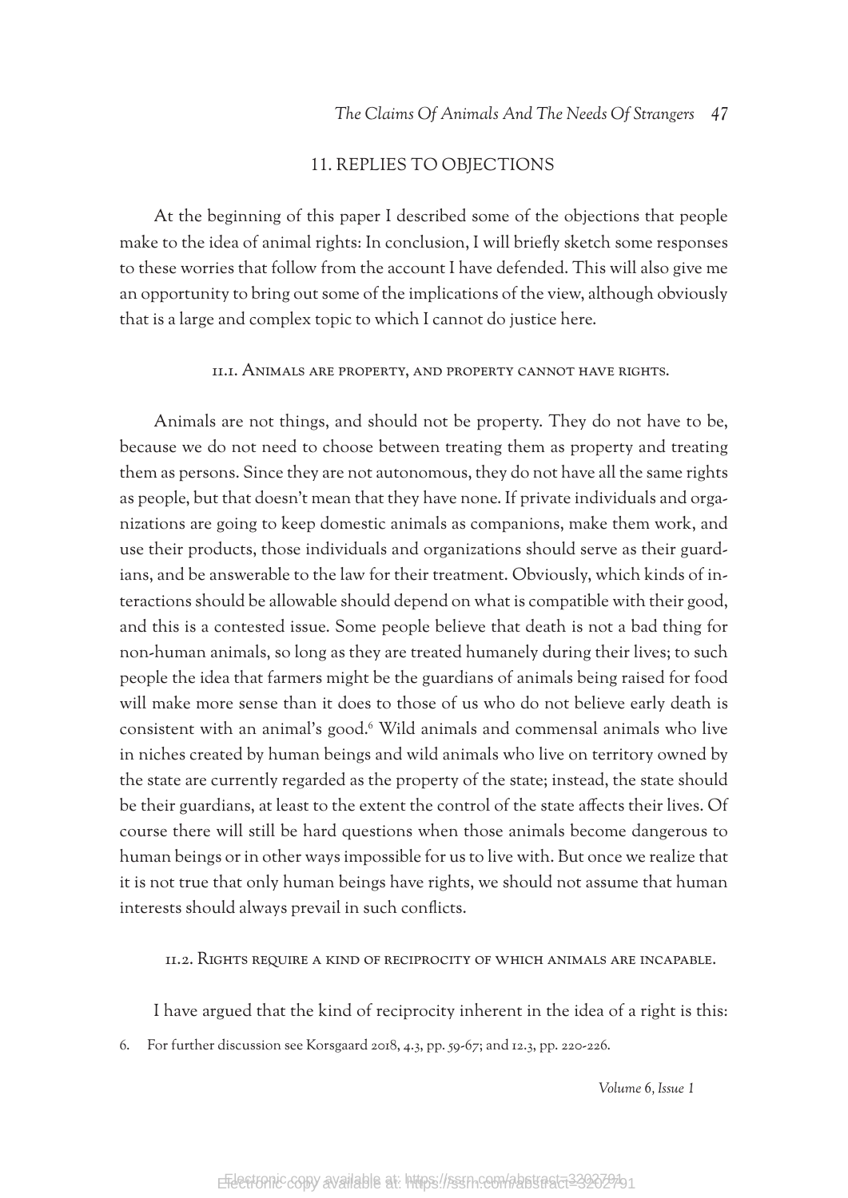## 11. REPLIES TO OBJECTIONS

At the beginning of this paper I described some of the objections that people make to the idea of animal rights: In conclusion, I will briefly sketch some responses to these worries that follow from the account I have defended. This will also give me an opportunity to bring out some of the implications of the view, although obviously that is a large and complex topic to which I cannot do justice here.

### 11.1. Animals are property, and property cannot have rights.

Animals are not things, and should not be property. They do not have to be, because we do not need to choose between treating them as property and treating them as persons. Since they are not autonomous, they do not have all the same rights as people, but that doesn't mean that they have none. If private individuals and organizations are going to keep domestic animals as companions, make them work, and use their products, those individuals and organizations should serve as their guardians, and be answerable to the law for their treatment. Obviously, which kinds of interactions should be allowable should depend on what is compatible with their good, and this is a contested issue. Some people believe that death is not a bad thing for non-human animals, so long as they are treated humanely during their lives; to such people the idea that farmers might be the guardians of animals being raised for food will make more sense than it does to those of us who do not believe early death is consistent with an animal's good.[6] Wild animals and commensal animals who live in niches created by human beings and wild animals who live on territory owned by the state are currently regarded as the property of the state; instead, the state should be their guardians, at least to the extent the control of the state affects their lives. Of course there will still be hard questions when those animals become dangerous to human beings or in other ways impossible for us to live with. But once we realize that it is not true that only human beings have rights, we should not assume that human interests should always prevail in such conflicts.

### 11.2. Rights require a kind of reciprocity of which animals are incapable.

I have argued that the kind of reciprocity inherent in the idea of a right is this:

6. For further discussion see Korsgaard 2018, 4.3, pp. 59-67; and 12.3, pp. 220-226.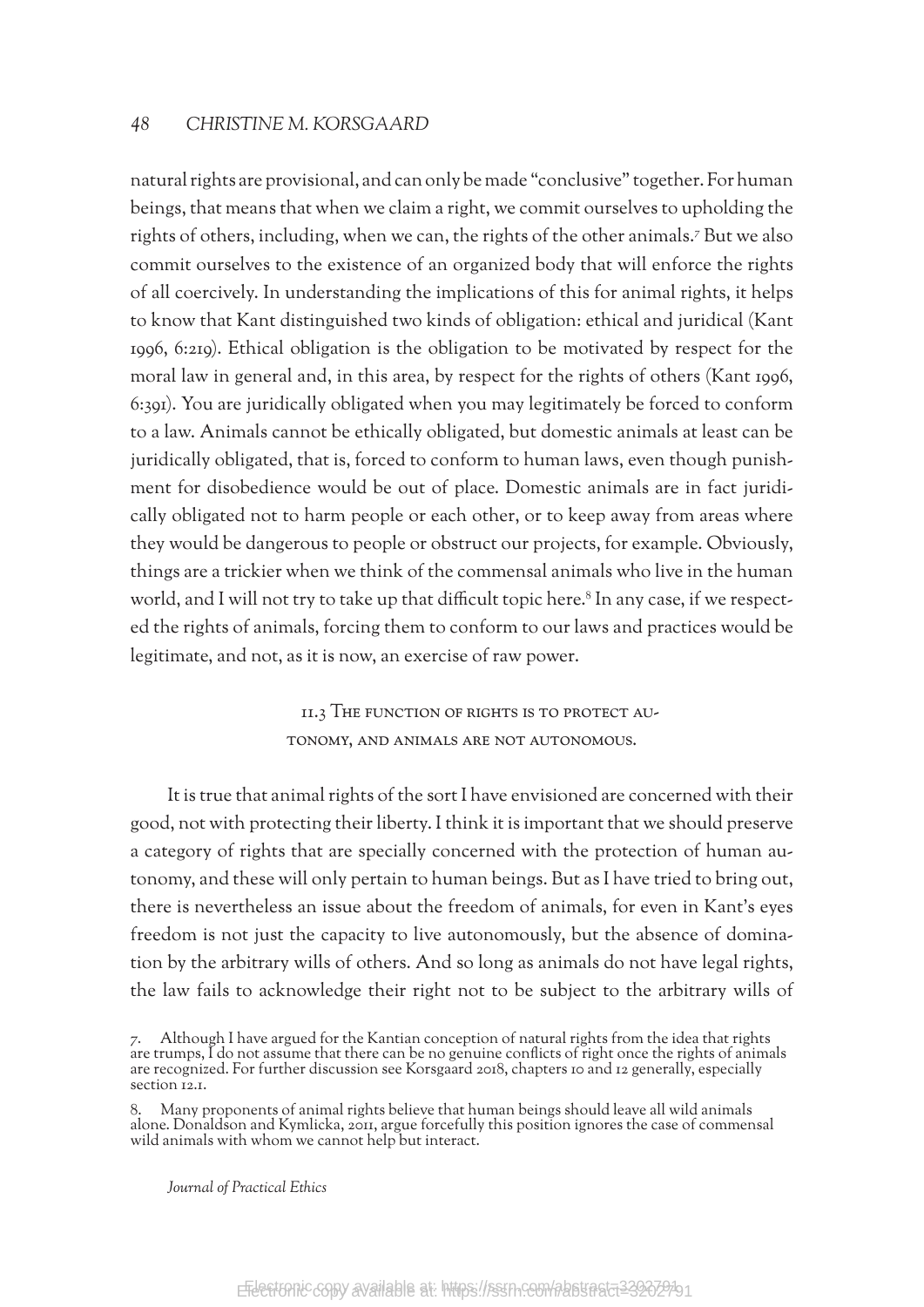natural rights are provisional, and can only be made "conclusive" together. For human beings, that means that when we claim a right, we commit ourselves to upholding the rights of others, including, when we can, the rights of the other animals.[7] But we also commit ourselves to the existence of an organized body that will enforce the rights of all coercively. In understanding the implications of this for animal rights, it helps to know that Kant distinguished two kinds of obligation: ethical and juridical (Kant 1996, 6:219). Ethical obligation is the obligation to be motivated by respect for the moral law in general and, in this area, by respect for the rights of others (Kant 1996, 6:391). You are juridically obligated when you may legitimately be forced to conform to a law. Animals cannot be ethically obligated, but domestic animals at least can be juridically obligated, that is, forced to conform to human laws, even though punishment for disobedience would be out of place. Domestic animals are in fact juridically obligated not to harm people or each other, or to keep away from areas where they would be dangerous to people or obstruct our projects, for example. Obviously, things are a trickier when we think of the commensal animals who live in the human world, and I will not try to take up that difficult topic here.[8] In any case, if we respected the rights of animals, forcing them to conform to our laws and practices would be legitimate, and not, as it is now, an exercise of raw power.

### II.3 The function of rights is to protect autonomy, and animals are not autonomous.

It is true that animal rights of the sort I have envisioned are concerned with their good, not with protecting their liberty. I think it is important that we should preserve a category of rights that are specially concerned with the protection of human autonomy, and these will only pertain to human beings. But as I have tried to bring out, there is nevertheless an issue about the freedom of animals, for even in Kant's eyes freedom is not just the capacity to live autonomously, but the absence of domination by the arbitrary wills of others. And so long as animals do not have legal rights, the law fails to acknowledge their right not to be subject to the arbitrary wills of

7. Although I have argued for the Kantian conception of natural rights from the idea that rights are trumps, I do not assume that there can be no genuine conflicts of right once the rights of animals are recognized. For further discussion see Korsgaard 2018, chapters 10 and 12 generally, especially section 12.1.

8. Many proponents of animal rights believe that human beings should leave all wild animals alone. Donaldson and Kymlicka, 2011, argue forcefully this position ignores the case of commensal wild animals with whom we cannot help but interact.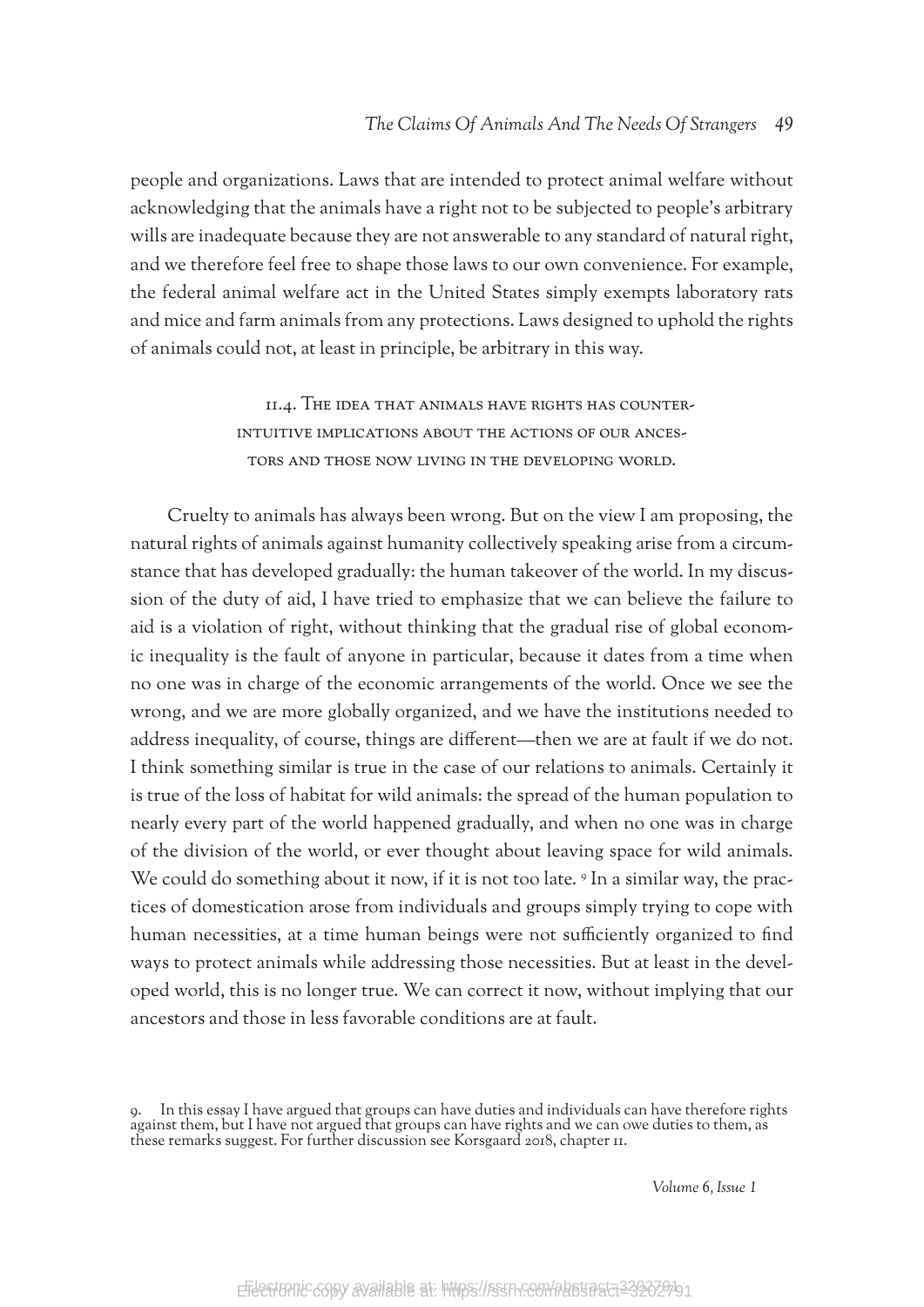people and organizations. Laws that are intended to protect animal welfare without acknowledging that the animals have a right not to be subjected to people's arbitrary wills are inadequate because they are not answerable to any standard of natural right, and we therefore feel free to shape those laws to our own convenience. For example, the federal animal welfare act in the United States simply exempts laboratory rats and mice and farm animals from any protections. Laws designed to uphold the rights of animals could not, at least in principle, be arbitrary in this way.

### II.4. The idea that animals have rights has counterintuitive implications about the actions of our ancestors and those now living in the developing world.

Cruelty to animals has always been wrong. But on the view I am proposing, the natural rights of animals against humanity collectively speaking arise from a circumstance that has developed gradually: the human takeover of the world. In my discussion of the duty of aid, I have tried to emphasize that we can believe the failure to aid is a violation of right, without thinking that the gradual rise of global economic inequality is the fault of anyone in particular, because it dates from a time when no one was in charge of the economic arrangements of the world. Once we see the wrong, and we are more globally organized, and we have the institutions needed to address inequality, of course, things are different—then we are at fault if we do not. I think something similar is true in the case of our relations to animals. Certainly it is true of the loss of habitat for wild animals: the spread of the human population to nearly every part of the world happened gradually, and when no one was in charge of the division of the world, or ever thought about leaving space for wild animals. We could do something about it now, if it is not too late. [9] In a similar way, the practices of domestication arose from individuals and groups simply trying to cope with human necessities, at a time human beings were not sufficiently organized to find ways to protect animals while addressing those necessities. But at least in the developed world, this is no longer true. We can correct it now, without implying that our ancestors and those in less favorable conditions are at fault.

9. In this essay I have argued that groups can have duties and individuals can have therefore rights against them, but I have not argued that groups can have rights and we can owe duties to them, as these remarks suggest. For further discussion see Korsgaard 2018, chapter 11.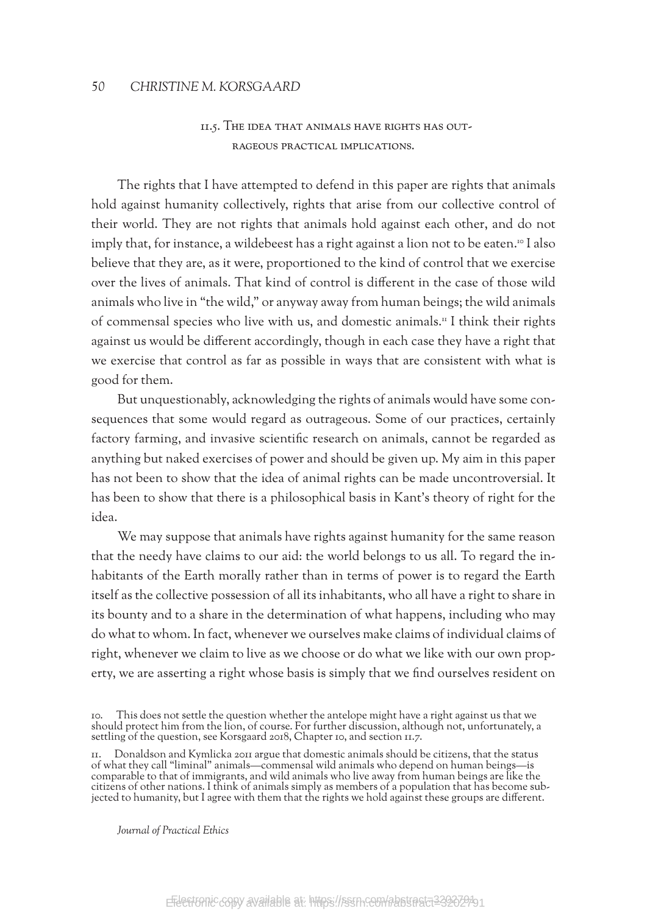### 11.5. The idea that animals have rights has outrageous practical implications.

The rights that I have attempted to defend in this paper are rights that animals hold against humanity collectively, rights that arise from our collective control of their world. They are not rights that animals hold against each other, and do not imply that, for instance, a wildebeest has a right against a lion not to be eaten.[10] I also believe that they are, as it were, proportioned to the kind of control that we exercise over the lives of animals. That kind of control is different in the case of those wild animals who live in "the wild," or anyway away from human beings; the wild animals of commensal species who live with us, and domestic animals.[11] I think their rights against us would be different accordingly, though in each case they have a right that we exercise that control as far as possible in ways that are consistent with what is good for them.

But unquestionably, acknowledging the rights of animals would have some consequences that some would regard as outrageous. Some of our practices, certainly factory farming, and invasive scientific research on animals, cannot be regarded as anything but naked exercises of power and should be given up. My aim in this paper has not been to show that the idea of animal rights can be made uncontroversial. It has been to show that there is a philosophical basis in Kant's theory of right for the idea.

We may suppose that animals have rights against humanity for the same reason that the needy have claims to our aid: the world belongs to us all. To regard the inhabitants of the Earth morally rather than in terms of power is to regard the Earth itself as the collective possession of all its inhabitants, who all have a right to share in its bounty and to a share in the determination of what happens, including who may do what to whom. In fact, whenever we ourselves make claims of individual claims of right, whenever we claim to live as we choose or do what we like with our own property, we are asserting a right whose basis is simply that we find ourselves resident on

10. This does not settle the question whether the antelope might have a right against us that we should protect him from the lion, of course. For further discussion, although not, unfortunately, a settling of the question, see Korsgaard 2018, Chapter 10, and section 11.7.

11. Donaldson and Kymlicka 2011 argue that domestic animals should be citizens, that the status of what they call "liminal" animals—commensal wild animals who depend on human beings—is comparable to that of immigrants, and wild animals who live away from human beings are like the citizens of other nations. I think of animals simply as members of a population that has become subjected to humanity, but I agree with them that the rights we hold against these groups are different.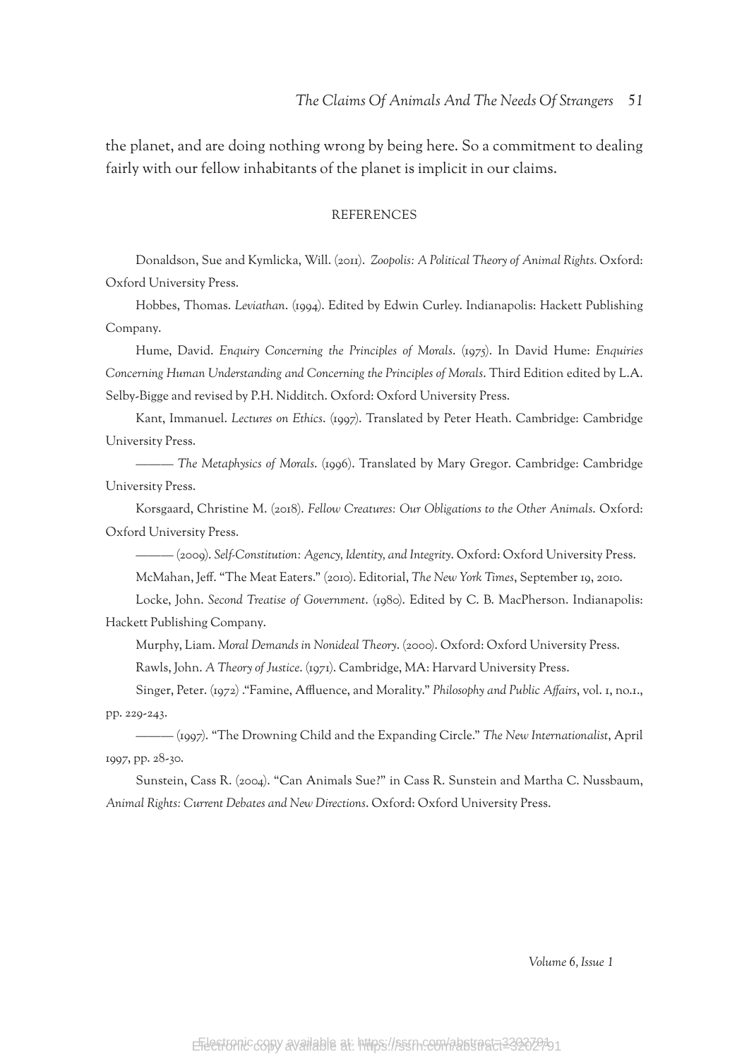the planet, and are doing nothing wrong by being here. So a commitment to dealing fairly with our fellow inhabitants of the planet is implicit in our claims.

## REFERENCES

Donaldson, Sue and Kymlicka, Will. (2011). *Zoopolis: A Political Theory of Animal Rights*. Oxford: Oxford University Press.

Hobbes, Thomas. *Leviathan*. (1994). Edited by Edwin Curley. Indianapolis: Hackett Publishing Company.

Hume, David. *Enquiry Concerning the Principles of Morals*. (1975). In David Hume: *Enquiries Concerning Human Understanding and Concerning the Principles of Morals*. Third Edition edited by L.A. Selby-Bigge and revised by P.H. Nidditch. Oxford: Oxford University Press.

Kant, Immanuel. *Lectures on Ethics*. (1997). Translated by Peter Heath. Cambridge: Cambridge University Press.

——— *The Metaphysics of Morals*. (1996). Translated by Mary Gregor. Cambridge: Cambridge University Press.

Korsgaard, Christine M. (2018). *Fellow Creatures: Our Obligations to the Other Animals*. Oxford: Oxford University Press.

——— (2009). *Self-Constitution: Agency, Identity, and Integrity*. Oxford: Oxford University Press.

McMahan, Jeff. "The Meat Eaters." (2010). Editorial, *The New York Times*, September 19, 2010.

Locke, John. *Second Treatise of Government*. (1980). Edited by C. B. MacPherson. Indianapolis: Hackett Publishing Company.

Murphy, Liam. *Moral Demands in Nonideal Theory*. (2000). Oxford: Oxford University Press.

Rawls, John. *A Theory of Justice*. (1971). Cambridge, MA: Harvard University Press.

Singer, Peter. (1972) ."Famine, Affluence, and Morality." *Philosophy and Public Affairs*, vol. 1, no.1., pp. 229-243.

——— (1997). "The Drowning Child and the Expanding Circle." *The New Internationalist*, April 1997, pp. 28-30.

Sunstein, Cass R. (2004). "Can Animals Sue?" in Cass R. Sunstein and Martha C. Nussbaum, *Animal Rights: Current Debates and New Directions*. Oxford: Oxford University Press.